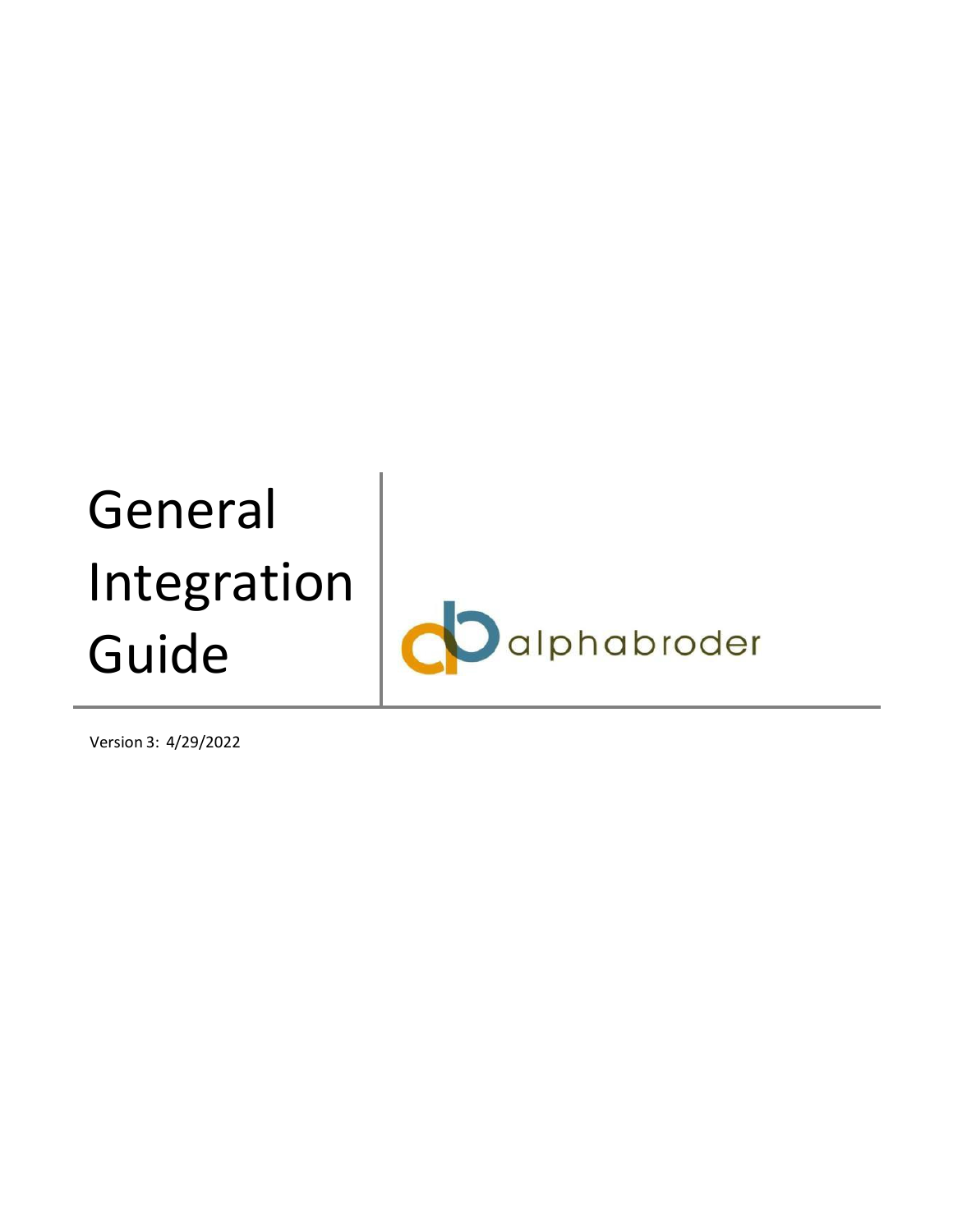# General Integration Guide

alphabroder

Version 3: 4/29/2022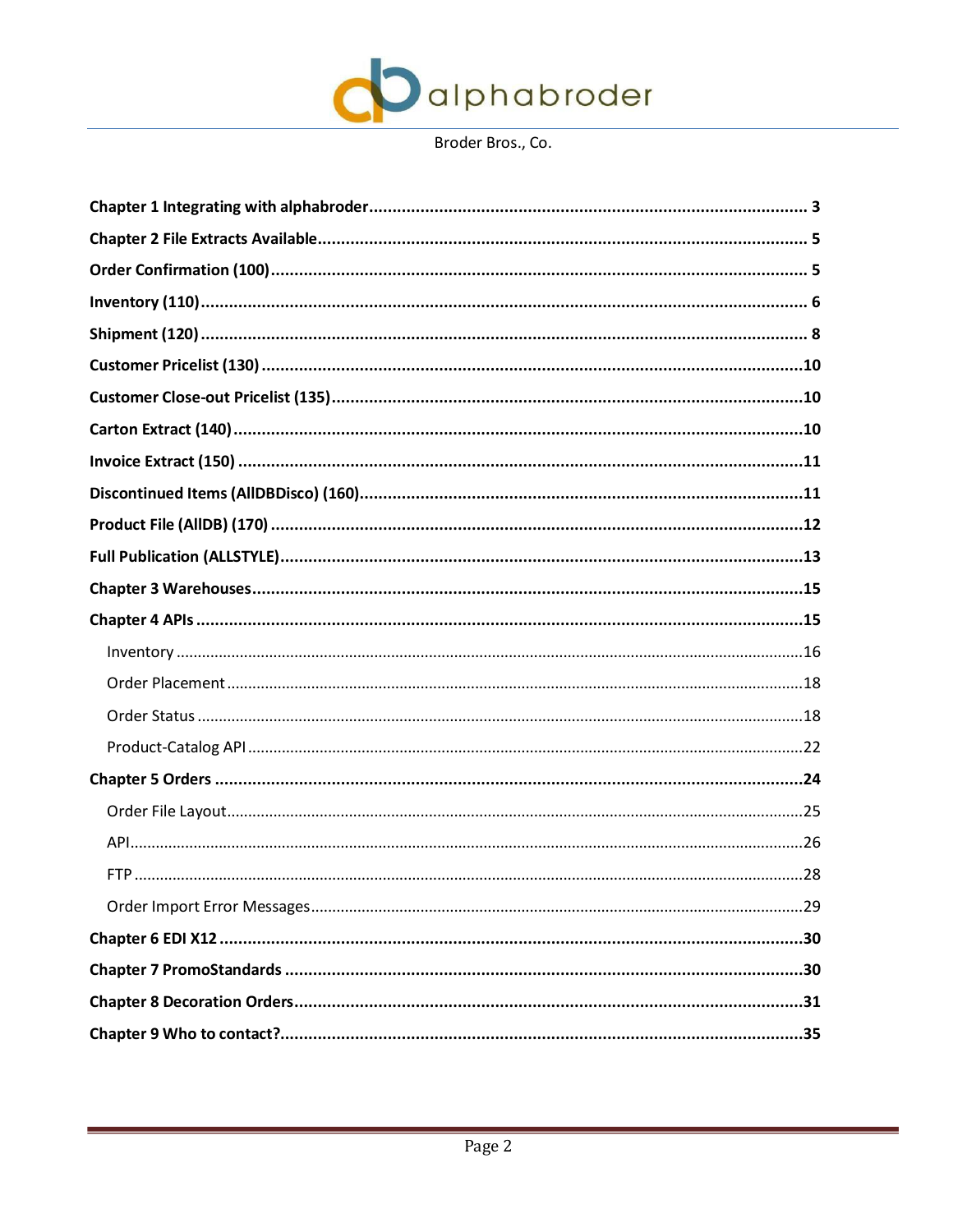Broder Bros., Co.

- **Chapter 1 Integrating with alphabroder** ..... **3**
- **Chapter 2 File Extracts Available** ..... **5**
- **Order Confirmation (100)** ..... **5**
- **Inventory (110)** ..... **6**
- **Shipment (120)** ..... **8**
- **Customer Pricelist (130)** ..... **10**
- **Customer Close-out Pricelist (135)** ..... **10**
- **Carton Extract (140)** ..... **10**
- **Invoice Extract (150)** ..... **11**
- **Discontinued Items (AllDBDisco) (160)** ..... **11**
- **Product File (AllDB) (170)** ..... **12**
- **Full Publication (ALLSTYLE)** ..... **13**
- **Chapter 3 Warehouses** ..... **15**
- **Chapter 4 APIs** ..... **15**
  - Inventory ..... 16
  - Order Placement ..... 18
  - Order Status ..... 18
  - Product-Catalog API ..... 22
- **Chapter 5 Orders** ..... **24**
  - Order File Layout ..... 25
  - API ..... 26
  - FTP ..... 28
  - Order Import Error Messages ..... 29
- **Chapter 6 EDI X12** ..... **30**
- **Chapter 7 PromoStandards** ..... **30**
- **Chapter 8 Decoration Orders** ..... **31**
- **Chapter 9 Who to contact?** ..... **35**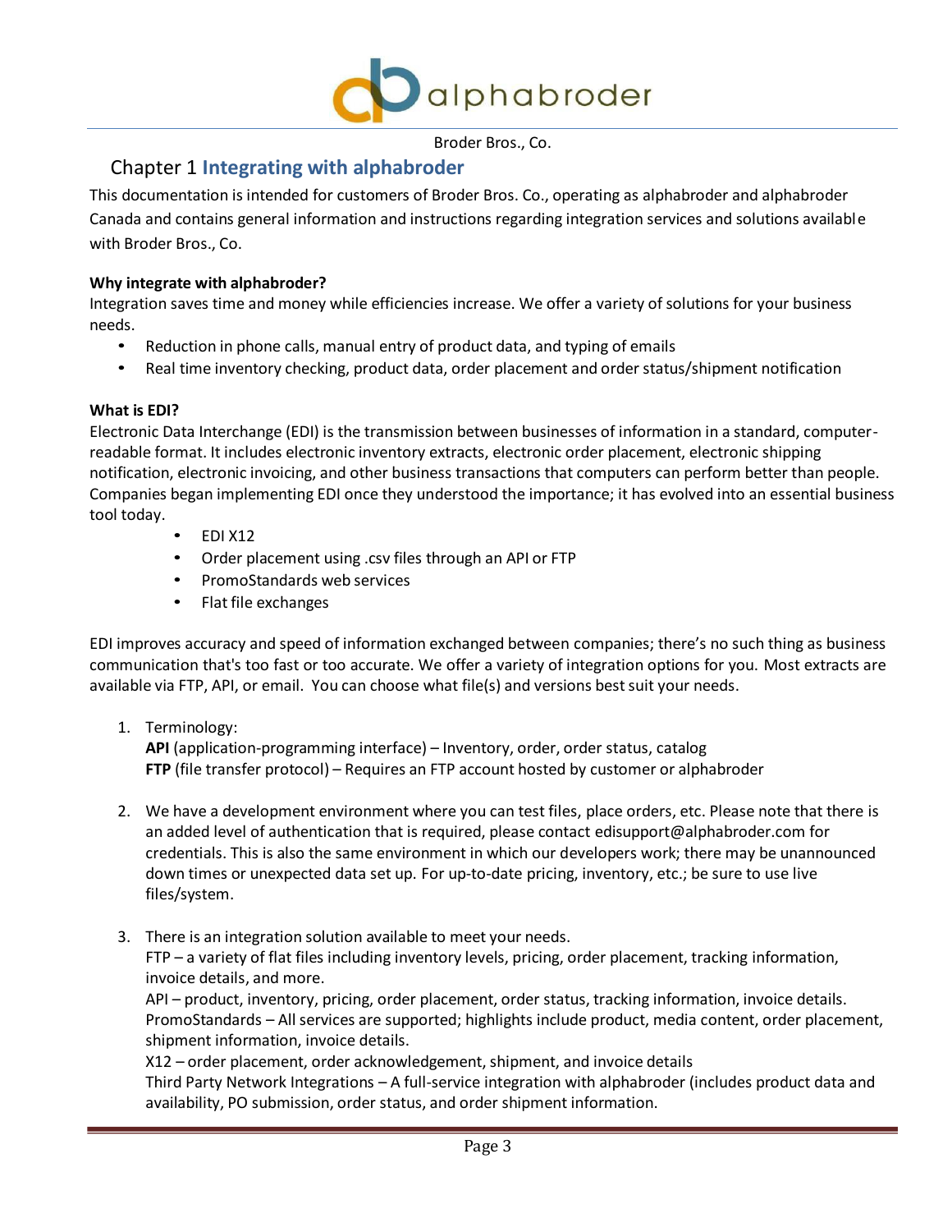Broder Bros., Co.

# Chapter 1 **Integrating with alphabroder**

This documentation is intended for customers of Broder Bros. Co., operating as alphabroder and alphabroder Canada and contains general information and instructions regarding integration services and solutions available with Broder Bros., Co.

**Why integrate with alphabroder?**

Integration saves time and money while efficiencies increase. We offer a variety of solutions for your business needs.

- Reduction in phone calls, manual entry of product data, and typing of emails
- Real time inventory checking, product data, order placement and order status/shipment notification

**What is EDI?**

Electronic Data Interchange (EDI) is the transmission between businesses of information in a standard, computer-readable format. It includes electronic inventory extracts, electronic order placement, electronic shipping notification, electronic invoicing, and other business transactions that computers can perform better than people. Companies began implementing EDI once they understood the importance; it has evolved into an essential business tool today.

- EDI X12
- Order placement using .csv files through an API or FTP
- PromoStandards web services
- Flat file exchanges

EDI improves accuracy and speed of information exchanged between companies; there's no such thing as business communication that's too fast or too accurate. We offer a variety of integration options for you. Most extracts are available via FTP, API, or email. You can choose what file(s) and versions best suit your needs.

1. Terminology:
   **API** (application-programming interface) – Inventory, order, order status, catalog
   **FTP** (file transfer protocol) – Requires an FTP account hosted by customer or alphabroder

2. We have a development environment where you can test files, place orders, etc. Please note that there is an added level of authentication that is required, please contact edisupport@alphabroder.com for credentials. This is also the same environment in which our developers work; there may be unannounced down times or unexpected data set up. For up-to-date pricing, inventory, etc.; be sure to use live files/system.

3. There is an integration solution available to meet your needs.
   FTP – a variety of flat files including inventory levels, pricing, order placement, tracking information, invoice details, and more.
   API – product, inventory, pricing, order placement, order status, tracking information, invoice details.
   PromoStandards – All services are supported; highlights include product, media content, order placement, shipment information, invoice details.
   X12 – order placement, order acknowledgement, shipment, and invoice details
   Third Party Network Integrations – A full-service integration with alphabroder (includes product data and availability, PO submission, order status, and order shipment information.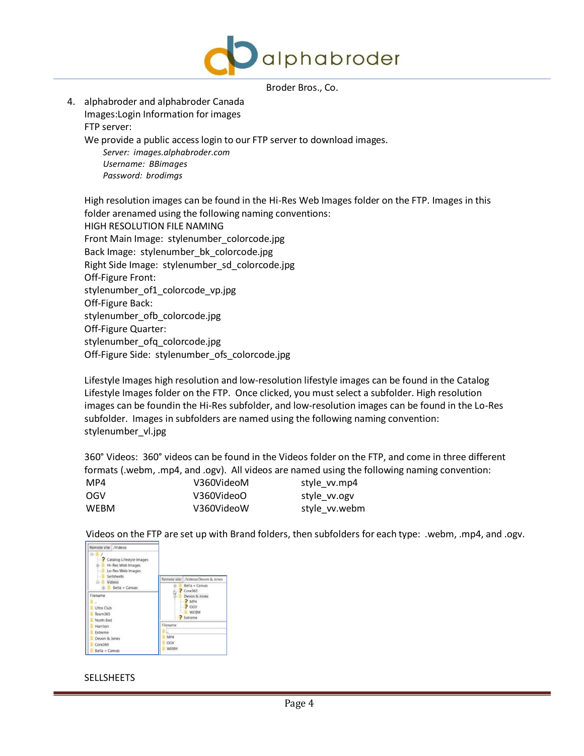Broder Bros., Co.

4. alphabroder and alphabroder Canada
   Images:Login Information for images
   FTP server:
   We provide a public access login to our FTP server to download images.
   *Server: images.alphabroder.com*
   *Username: BBimages*
   *Password: brodimgs*

   High resolution images can be found in the Hi-Res Web Images folder on the FTP. Images in this folder arenamed using the following naming conventions:
   HIGH RESOLUTION FILE NAMING
   Front Main Image: stylenumber_colorcode.jpg
   Back Image: stylenumber_bk_colorcode.jpg
   Right Side Image: stylenumber_sd_colorcode.jpg
   Off-Figure Front:
   stylenumber_of1_colorcode_vp.jpg
   Off-Figure Back:
   stylenumber_ofb_colorcode.jpg
   Off-Figure Quarter:
   stylenumber_ofq_colorcode.jpg
   Off-Figure Side: stylenumber_ofs_colorcode.jpg

   Lifestyle Images high resolution and low-resolution lifestyle images can be found in the Catalog Lifestyle Images folder on the FTP. Once clicked, you must select a subfolder. High resolution images can be foundin the Hi-Res subfolder, and low-resolution images can be found in the Lo-Res subfolder. Images in subfolders are named using the following naming convention:
   stylenumber_vl.jpg

   360˚ Videos: 360˚ videos can be found in the Videos folder on the FTP, and come in three different formats (.webm, .mp4, and .ogv). All videos are named using the following naming convention:

   | | | |
   |---|---|---|
   | MP4 | V360VideoM | style_vv.mp4 |
   | OGV | V360VideoO | style_vv.ogv |
   | WEBM | V360VideoW | style_vv.webm |

   Videos on the FTP are set up with Brand folders, then subfolders for each type: .webm, .mp4, and .ogv.

SELLSHEETS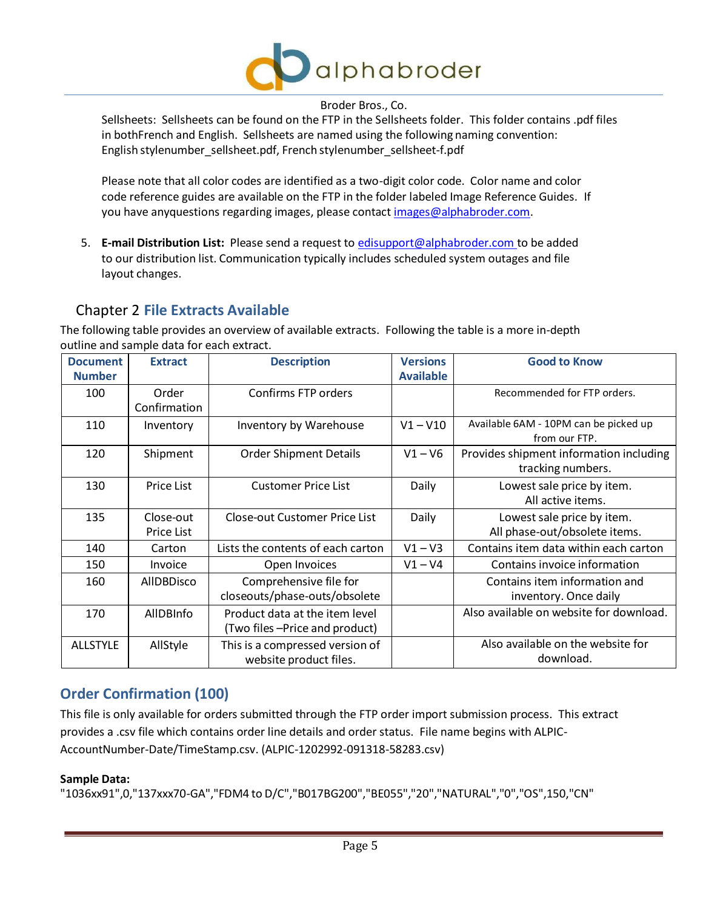Broder Bros., Co.

Sellsheets: Sellsheets can be found on the FTP in the Sellsheets folder. This folder contains .pdf files in bothFrench and English. Sellsheets are named using the following naming convention: English stylenumber_sellsheet.pdf, French stylenumber_sellsheet-f.pdf

Please note that all color codes are identified as a two-digit color code. Color name and color code reference guides are available on the FTP in the folder labeled Image Reference Guides. If you have anyquestions regarding images, please contact images@alphabroder.com.

5. **E-mail Distribution List:** Please send a request to edisupport@alphabroder.com to be added to our distribution list. Communication typically includes scheduled system outages and file layout changes.

## Chapter 2 File Extracts Available

The following table provides an overview of available extracts. Following the table is a more in-depth outline and sample data for each extract.

| Document Number | Extract | Description | Versions Available | Good to Know |
|---|---|---|---|---|
| 100 | Order Confirmation | Confirms FTP orders | | Recommended for FTP orders. |
| 110 | Inventory | Inventory by Warehouse | V1 – V10 | Available 6AM - 10PM can be picked up from our FTP. |
| 120 | Shipment | Order Shipment Details | V1 – V6 | Provides shipment information including tracking numbers. |
| 130 | Price List | Customer Price List | Daily | Lowest sale price by item. All active items. |
| 135 | Close-out Price List | Close-out Customer Price List | Daily | Lowest sale price by item. All phase-out/obsolete items. |
| 140 | Carton | Lists the contents of each carton | V1 – V3 | Contains item data within each carton |
| 150 | Invoice | Open Invoices | V1 – V4 | Contains invoice information |
| 160 | AllDBDisco | Comprehensive file for closeouts/phase-outs/obsolete | | Contains item information and inventory. Once daily |
| 170 | AllDBInfo | Product data at the item level (Two files –Price and product) | | Also available on website for download. |
| ALLSTYLE | AllStyle | This is a compressed version of website product files. | | Also available on the website for download. |

## Order Confirmation (100)

This file is only available for orders submitted through the FTP order import submission process. This extract provides a .csv file which contains order line details and order status. File name begins with ALPIC-AccountNumber-Date/TimeStamp.csv. (ALPIC-1202992-091318-58283.csv)

**Sample Data:**

```
"1036xx91",0,"137xxx70-GA","FDM4 to D/C","B017BG200","BE055","20","NATURAL","0","OS",150,"CN"
```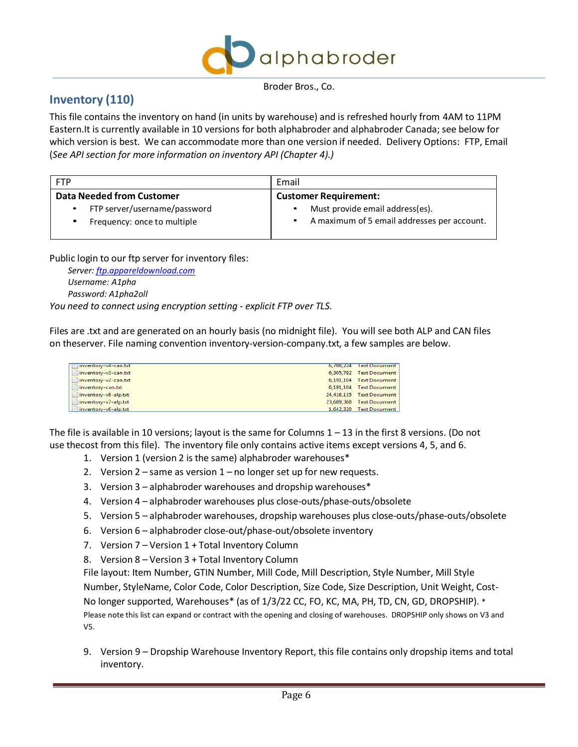Broder Bros., Co.

## Inventory (110)

This file contains the inventory on hand (in units by warehouse) and is refreshed hourly from 4AM to 11PM Eastern.It is currently available in 10 versions for both alphabroder and alphabroder Canada; see below for which version is best. We can accommodate more than one version if needed. Delivery Options: FTP, Email (*See API section for more information on inventory API (Chapter 4).)*

| FTP | Email |
|---|---|
| **Data Needed from Customer**<br>• FTP server/username/password<br>• Frequency: once to multiple | **Customer Requirement:**<br>• Must provide email address(es).<br>• A maximum of 5 email addresses per account. |

Public login to our ftp server for inventory files:

*Server: [ftp.appareldownload.com](ftp.appareldownload.com)*
*Username: A1pha*
*Password: A1pha2oll*

*You need to connect using encryption setting - explicit FTP over TLS.*

Files are .txt and are generated on an hourly basis (no midnight file). You will see both ALP and CAN files on theserver. File naming convention inventory-version-company.txt, a few samples are below.

| | | |
|---|---|---|
| inventory-v4-can.txt | 6,708,224 | Text Document |
| inventory-v3-can.txt | 6,305,792 | Text Document |
| inventory-v2-can.txt | 6,191,104 | Text Document |
| inventory-can.txt | 6,191,104 | Text Document |
| inventory-v8-alp.txt | 24,416,135 | Text Document |
| inventory-v7-alp.txt | 23,689,368 | Text Document |
| inventory-v6-alp.txt | 1,642,320 | Text Document |

The file is available in 10 versions; layout is the same for Columns 1 – 13 in the first 8 versions. (Do not use thecost from this file). The inventory file only contains active items except versions 4, 5, and 6.

1. Version 1 (version 2 is the same) alphabroder warehouses*
2. Version 2 – same as version 1 – no longer set up for new requests.
3. Version 3 – alphabroder warehouses and dropship warehouses*
4. Version 4 – alphabroder warehouses plus close-outs/phase-outs/obsolete
5. Version 5 – alphabroder warehouses, dropship warehouses plus close-outs/phase-outs/obsolete
6. Version 6 – alphabroder close-out/phase-out/obsolete inventory
7. Version 7 – Version 1 + Total Inventory Column
8. Version 8 – Version 3 + Total Inventory Column

   File layout: Item Number, GTIN Number, Mill Code, Mill Description, Style Number, Mill Style Number, StyleName, Color Code, Color Description, Size Code, Size Description, Unit Weight, Cost-No longer supported, Warehouses* (as of 1/3/22 CC, FO, KC, MA, PH, TD, CN, GD, DROPSHIP). *

   Please note this list can expand or contract with the opening and closing of warehouses. DROPSHIP only shows on V3 and V5.

9. Version 9 – Dropship Warehouse Inventory Report, this file contains only dropship items and total inventory.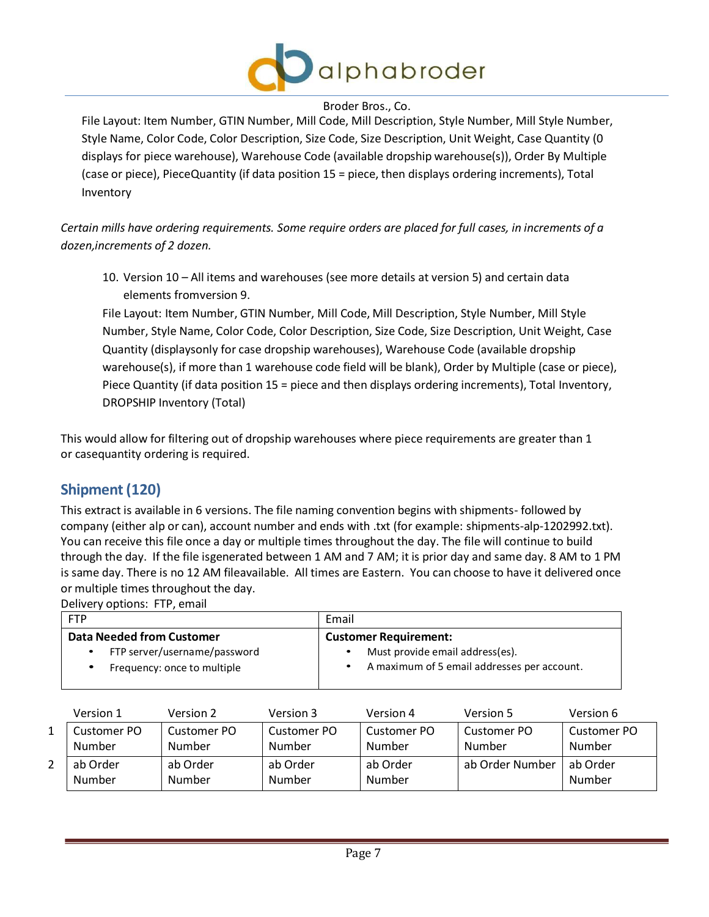Broder Bros., Co.

File Layout: Item Number, GTIN Number, Mill Code, Mill Description, Style Number, Mill Style Number, Style Name, Color Code, Color Description, Size Code, Size Description, Unit Weight, Case Quantity (0 displays for piece warehouse), Warehouse Code (available dropship warehouse(s)), Order By Multiple (case or piece), PieceQuantity (if data position 15 = piece, then displays ordering increments), Total Inventory

*Certain mills have ordering requirements. Some require orders are placed for full cases, in increments of a dozen,increments of 2 dozen.*

10. Version 10 – All items and warehouses (see more details at version 5) and certain data elements fromversion 9.

    File Layout: Item Number, GTIN Number, Mill Code, Mill Description, Style Number, Mill Style Number, Style Name, Color Code, Color Description, Size Code, Size Description, Unit Weight, Case Quantity (displaysonly for case dropship warehouses), Warehouse Code (available dropship warehouse(s), if more than 1 warehouse code field will be blank), Order by Multiple (case or piece), Piece Quantity (if data position 15 = piece and then displays ordering increments), Total Inventory, DROPSHIP Inventory (Total)

This would allow for filtering out of dropship warehouses where piece requirements are greater than 1 or casequantity ordering is required.

## Shipment (120)

This extract is available in 6 versions. The file naming convention begins with shipments- followed by company (either alp or can), account number and ends with .txt (for example: shipments-alp-1202992.txt). You can receive this file once a day or multiple times throughout the day. The file will continue to build through the day. If the file isgenerated between 1 AM and 7 AM; it is prior day and same day. 8 AM to 1 PM is same day. There is no 12 AM fileavailable. All times are Eastern. You can choose to have it delivered once or multiple times throughout the day.

Delivery options: FTP, email

| FTP | Email |
|---|---|
| **Data Needed from Customer**<br>• FTP server/username/password<br>• Frequency: once to multiple | **Customer Requirement:**<br>• Must provide email address(es).<br>• A maximum of 5 email addresses per account. |

| | Version 1 | Version 2 | Version 3 | Version 4 | Version 5 | Version 6 |
|---|---|---|---|---|---|---|
| 1 | Customer PO Number | Customer PO Number | Customer PO Number | Customer PO Number | Customer PO Number | Customer PO Number |
| 2 | ab Order Number | ab Order Number | ab Order Number | ab Order Number | ab Order Number | ab Order Number |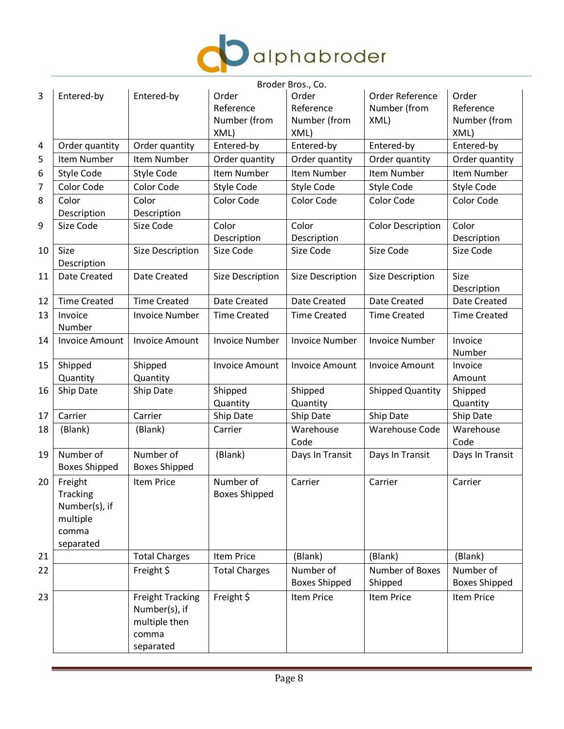| 3 | Entered-by | Entered-by | Order Reference Number (from XML) | Order Reference Number (from XML) | Order Reference Number (from XML) | Order Reference Number (from XML) |
|---|---|---|---|---|---|---|
| 4 | Order quantity | Order quantity | Entered-by | Entered-by | Entered-by | Entered-by |
| 5 | Item Number | Item Number | Order quantity | Order quantity | Order quantity | Order quantity |
| 6 | Style Code | Style Code | Item Number | Item Number | Item Number | Item Number |
| 7 | Color Code | Color Code | Style Code | Style Code | Style Code | Style Code |
| 8 | Color Description | Color Description | Color Code | Color Code | Color Code | Color Code |
| 9 | Size Code | Size Code | Color Description | Color Description | Color Description | Color Description |
| 10 | Size Description | Size Description | Size Code | Size Code | Size Code | Size Code |
| 11 | Date Created | Date Created | Size Description | Size Description | Size Description | Size Description |
| 12 | Time Created | Time Created | Date Created | Date Created | Date Created | Date Created |
| 13 | Invoice Number | Invoice Number | Time Created | Time Created | Time Created | Time Created |
| 14 | Invoice Amount | Invoice Amount | Invoice Number | Invoice Number | Invoice Number | Invoice Number |
| 15 | Shipped Quantity | Shipped Quantity | Invoice Amount | Invoice Amount | Invoice Amount | Invoice Amount |
| 16 | Ship Date | Ship Date | Shipped Quantity | Shipped Quantity | Shipped Quantity | Shipped Quantity |
| 17 | Carrier | Carrier | Ship Date | Ship Date | Ship Date | Ship Date |
| 18 | (Blank) | (Blank) | Carrier | Warehouse Code | Warehouse Code | Warehouse Code |
| 19 | Number of Boxes Shipped | Number of Boxes Shipped | (Blank) | Days In Transit | Days In Transit | Days In Transit |
| 20 | Freight Tracking Number(s), if multiple comma separated | Item Price | Number of Boxes Shipped | Carrier | Carrier | Carrier |
| 21 | | Total Charges | Item Price | (Blank) | (Blank) | (Blank) |
| 22 | | Freight $ | Total Charges | Number of Boxes Shipped | Number of Boxes Shipped | Number of Boxes Shipped |
| 23 | | Freight Tracking Number(s), if multiple then comma separated | Freight $ | Item Price | Item Price | Item Price |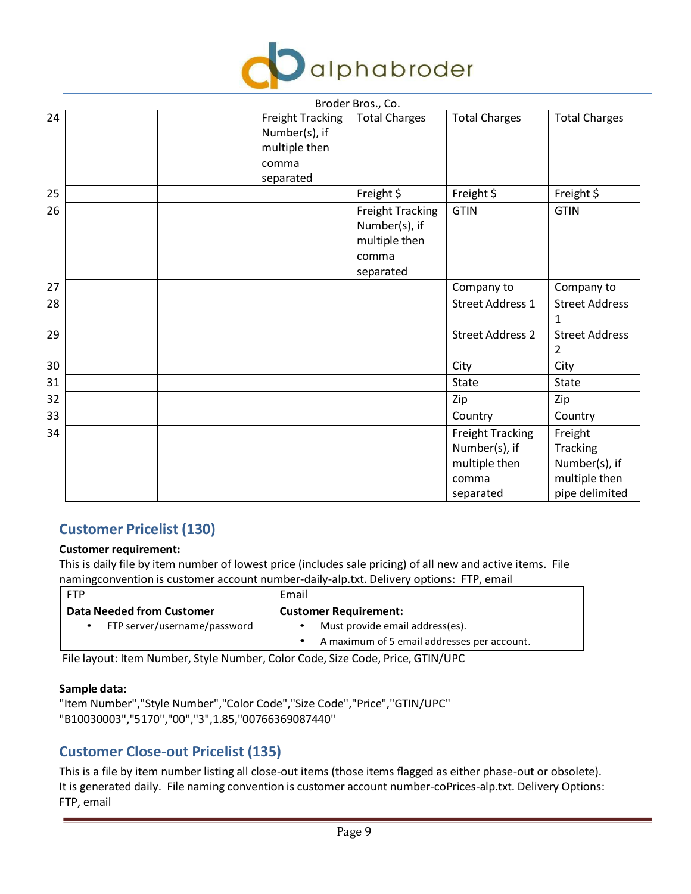Broder Bros., Co.

| 24 | | | Freight Tracking Number(s), if multiple then comma separated | Total Charges | Total Charges | Total Charges |
|---|---|---|---|---|---|---|
| 25 | | | | Freight $ | Freight $ | Freight $ |
| 26 | | | | Freight Tracking Number(s), if multiple then comma separated | GTIN | GTIN |
| 27 | | | | | Company to | Company to |
| 28 | | | | | Street Address 1 | Street Address 1 |
| 29 | | | | | Street Address 2 | Street Address 2 |
| 30 | | | | | City | City |
| 31 | | | | | State | State |
| 32 | | | | | Zip | Zip |
| 33 | | | | | Country | Country |
| 34 | | | | | Freight Tracking Number(s), if multiple then comma separated | Freight Tracking Number(s), if multiple then pipe delimited |

## Customer Pricelist (130)

**Customer requirement:**
This is daily file by item number of lowest price (includes sale pricing) of all new and active items. File namingconvention is customer account number-daily-alp.txt. Delivery options: FTP, email

| FTP | Email |
|---|---|
| **Data Needed from Customer**<br>• FTP server/username/password | **Customer Requirement:**<br>• Must provide email address(es).<br>• A maximum of 5 email addresses per account. |

File layout: Item Number, Style Number, Color Code, Size Code, Price, GTIN/UPC

**Sample data:**
"Item Number","Style Number","Color Code","Size Code","Price","GTIN/UPC"
"B10030003","5170","00","3",1.85,"00766369087440"

## Customer Close-out Pricelist (135)

This is a file by item number listing all close-out items (those items flagged as either phase-out or obsolete). It is generated daily. File naming convention is customer account number-coPrices-alp.txt. Delivery Options: FTP, email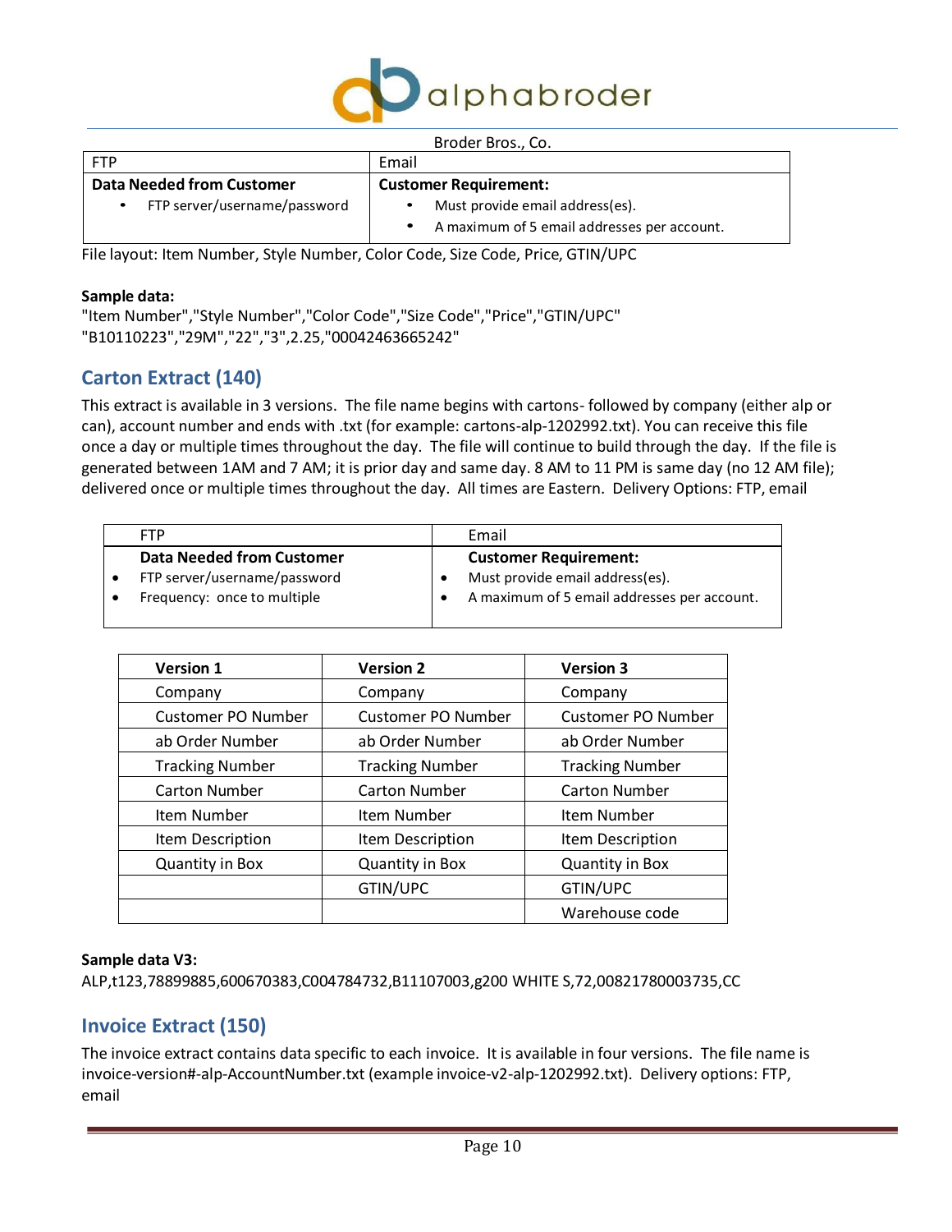| FTP | Email |
| --- | --- |
| **Data Needed from Customer**<br>• FTP server/username/password | **Customer Requirement:**<br>• Must provide email address(es).<br>• A maximum of 5 email addresses per account. |

File layout: Item Number, Style Number, Color Code, Size Code, Price, GTIN/UPC

**Sample data:**

"Item Number","Style Number","Color Code","Size Code","Price","GTIN/UPC"
"B10110223","29M","22","3",2.25,"00042463665242"

## Carton Extract (140)

This extract is available in 3 versions. The file name begins with cartons- followed by company (either alp or can), account number and ends with .txt (for example: cartons-alp-1202992.txt). You can receive this file once a day or multiple times throughout the day. The file will continue to build through the day. If the file is generated between 1AM and 7 AM; it is prior day and same day. 8 AM to 11 PM is same day (no 12 AM file); delivered once or multiple times throughout the day. All times are Eastern. Delivery Options: FTP, email

| FTP | Email |
| --- | --- |
| **Data Needed from Customer**<br>• FTP server/username/password<br>• Frequency: once to multiple | **Customer Requirement:**<br>• Must provide email address(es).<br>• A maximum of 5 email addresses per account. |

| Version 1 | Version 2 | Version 3 |
| --- | --- | --- |
| Company | Company | Company |
| Customer PO Number | Customer PO Number | Customer PO Number |
| ab Order Number | ab Order Number | ab Order Number |
| Tracking Number | Tracking Number | Tracking Number |
| Carton Number | Carton Number | Carton Number |
| Item Number | Item Number | Item Number |
| Item Description | Item Description | Item Description |
| Quantity in Box | Quantity in Box | Quantity in Box |
| | GTIN/UPC | GTIN/UPC |
| | | Warehouse code |

**Sample data V3:**

ALP,t123,78899885,600670383,C004784732,B11107003,g200 WHITE S,72,00821780003735,CC

## Invoice Extract (150)

The invoice extract contains data specific to each invoice. It is available in four versions. The file name is invoice-version#-alp-AccountNumber.txt (example invoice-v2-alp-1202992.txt). Delivery options: FTP, email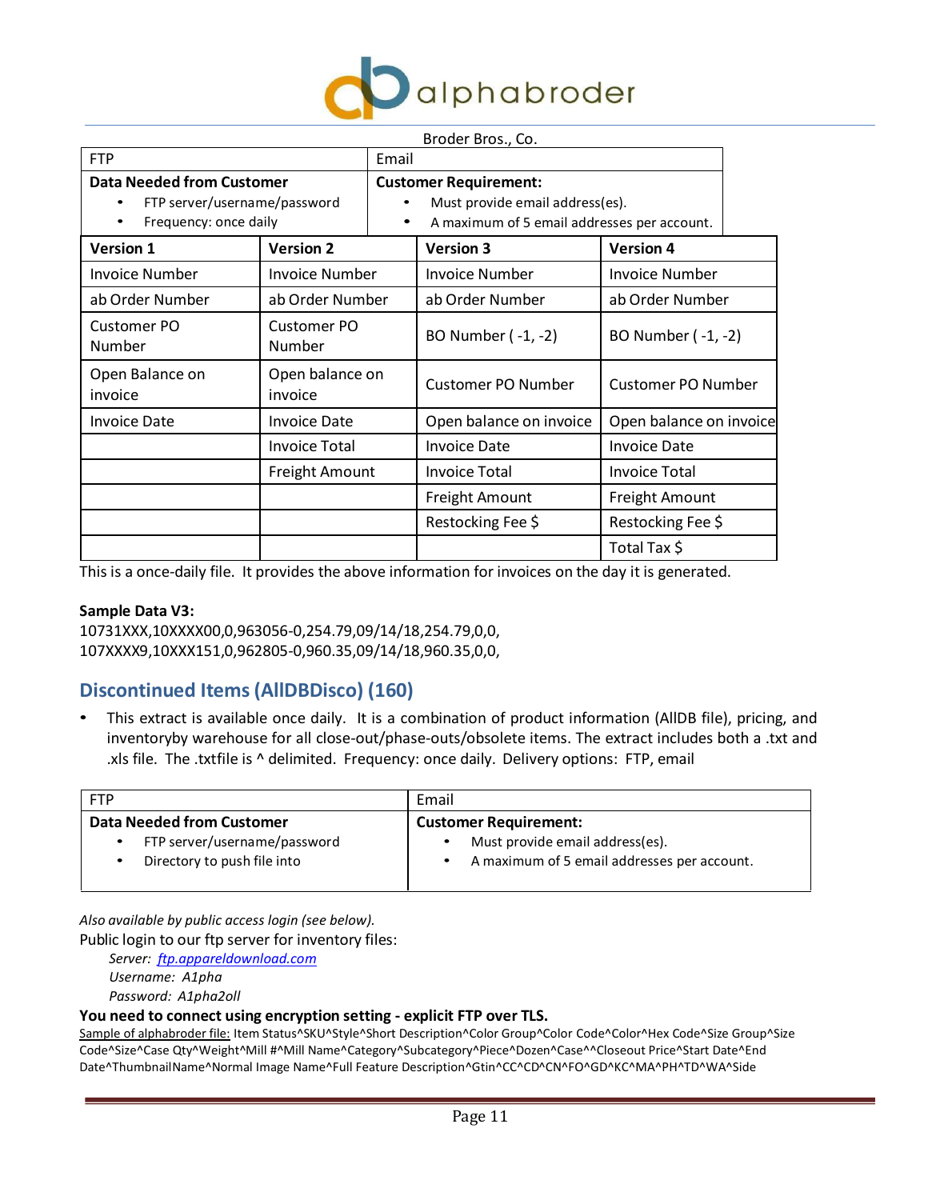Broder Bros., Co.

| FTP | Email |
|---|---|
| **Data Needed from Customer**<br>• FTP server/username/password<br>• Frequency: once daily | **Customer Requirement:**<br>• Must provide email address(es).<br>• A maximum of 5 email addresses per account. |

| Version 1 | Version 2 | Version 3 | Version 4 |
|---|---|---|---|
| Invoice Number | Invoice Number | Invoice Number | Invoice Number |
| ab Order Number | ab Order Number | ab Order Number | ab Order Number |
| Customer PO Number | Customer PO Number | BO Number ( -1, -2) | BO Number ( -1, -2) |
| Open Balance on invoice | Open balance on invoice | Customer PO Number | Customer PO Number |
| Invoice Date | Invoice Date | Open balance on invoice | Open balance on invoice |
| | Invoice Total | Invoice Date | Invoice Date |
| | Freight Amount | Invoice Total | Invoice Total |
| | | Freight Amount | Freight Amount |
| | | Restocking Fee $ | Restocking Fee $ |
| | | | Total Tax $ |

This is a once-daily file. It provides the above information for invoices on the day it is generated.

**Sample Data V3:**
10731XXX,10XXXX00,0,963056-0,254.79,09/14/18,254.79,0,0,
107XXXX9,10XXX151,0,962805-0,960.35,09/14/18,960.35,0,0,

## Discontinued Items (AllDBDisco) (160)

- This extract is available once daily. It is a combination of product information (AllDB file), pricing, and inventoryby warehouse for all close-out/phase-outs/obsolete items. The extract includes both a .txt and .xls file. The .txtfile is ^ delimited. Frequency: once daily. Delivery options: FTP, email

| FTP | Email |
|---|---|
| **Data Needed from Customer**<br>• FTP server/username/password<br>• Directory to push file into | **Customer Requirement:**<br>• Must provide email address(es).<br>• A maximum of 5 email addresses per account. |

*Also available by public access login (see below).*

Public login to our ftp server for inventory files:

*Server: ftp.appareldownload.com*
*Username: A1pha*
*Password: A1pha2oll*

**You need to connect using encryption setting - explicit FTP over TLS.**

Sample of alphabroder file: Item Status^SKU^Style^Short Description^Color Group^Color Code^Color^Hex Code^Size Group^Size Code^Size^Case Qty^Weight^Mill #^Mill Name^Category^Subcategory^Piece^Dozen^Case^^Closeout Price^Start Date^End Date^ThumbnailName^Normal Image Name^Full Feature Description^Gtin^CC^CD^CN^FO^GD^KC^MA^PH^TD^WA^Side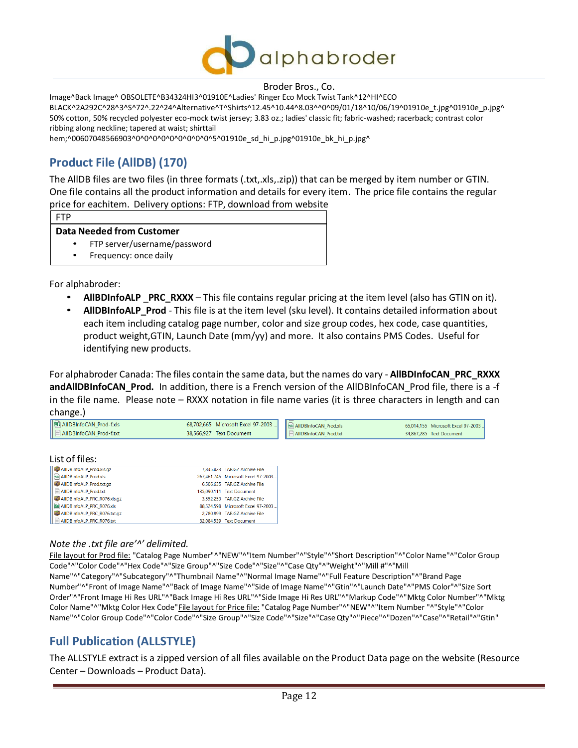Broder Bros., Co.

Image^Back Image^ OBSOLETE^B34324HI3^01910E^Ladies' Ringer Eco Mock Twist Tank^12^HI^ECO BLACK^2A292C^28^3^S^72^.22^24^Alternative^T^Shirts^12.45^10.44^8.03^^0^09/01/18^10/06/19^01910e_t.jpg^01910e_p.jpg^ 50% cotton, 50% recycled polyester eco-mock twist jersey; 3.83 oz.; ladies' classic fit; fabric-washed; racerback; contrast color ribbing along neckline; tapered at waist; shirttail hem;^00607048566903^0^0^0^0^0^0^0^0^0^5^01910e_sd_hi_p.jpg^01910e_bk_hi_p.jpg^

## Product File (AllDB) (170)

The AllDB files are two files (in three formats (.txt,.xls,.zip)) that can be merged by item number or GTIN. One file contains all the product information and details for every item. The price file contains the regular price for eachitem. Delivery options: FTP, download from website

| FTP |
|---|
| **Data Needed from Customer**<br>• FTP server/username/password<br>• Frequency: once daily |

For alphabroder:

- **AllBDInfoALP _PRC_RXXX** – This file contains regular pricing at the item level (also has GTIN on it).
- **AllDBInfoALP_Prod** - This file is at the item level (sku level). It contains detailed information about each item including catalog page number, color and size group codes, hex code, case quantities, product weight,GTIN, Launch Date (mm/yy) and more. It also contains PMS Codes. Useful for identifying new products.

For alphabroder Canada: The files contain the same data, but the names do vary - **AllBDInfoCAN_PRC_RXXX andAllDBInfoCAN_Prod.** In addition, there is a French version of the AllDBInfoCAN_Prod file, there is a -f in the file name. Please note – RXXX notation in file name varies (it is three characters in length and can change.)

| File | Size | Type |
|---|---|---|
| AllDBInfoCAN_Prod-f.xls | 68,702,665 | Microsoft Excel 97-2003 ... |
| AllDBInfoCAN_Prod-f.txt | 38,566,927 | Text Document |
| AllDBInfoCAN_Prod.xls | 65,014,155 | Microsoft Excel 97-2003 ... |
| AllDBInfoCAN_Prod.txt | 34,867,285 | Text Document |

List of files:

| File | Size | Type |
|---|---|---|
| AllDBInfoALP_Prod.xls.gz | 7,835,823 | TAR.GZ Archive File |
| AllDBInfoALP_Prod.xls | 267,461,745 | Microsoft Excel 97-2003 ... |
| AllDBInfoALP_Prod.txt.gz | 6,506,635 | TAR.GZ Archive File |
| AllDBInfoALP_Prod.txt | 135,090,111 | Text Document |
| AllDBInfoALP_PRC_R076.xls.gz | 3,552,253 | TAR.GZ Archive File |
| AllDBInfoALP_PRC_R076.xls | 88,524,598 | Microsoft Excel 97-2003 ... |
| AllDBInfoALP_PRC_R076.txt.gz | 2,780,899 | TAR.GZ Archive File |
| AllDBInfoALP_PRC_R076.txt | 32,084,539 | Text Document |

*Note the .txt file are'^' delimited.*

<u>File layout for Prod file:</u> "Catalog Page Number"^"NEW"^"Item Number"^"Style"^"Short Description"^"Color Name"^"Color Group Code"^"Color Code"^"Hex Code"^"Size Group"^"Size Code"^"Size"^"Case Qty"^"Weight"^"Mill #"^"Mill Name"^"Category"^"Subcategory"^"Thumbnail Name"^"Normal Image Name"^"Full Feature Description"^"Brand Page Number"^"Front of Image Name"^"Back of Image Name"^"Side of Image Name"^"Gtin"^"Launch Date"^"PMS Color"^"Size Sort Order"^"Front Image Hi Res URL"^"Back Image Hi Res URL"^"Side Image Hi Res URL"^"Markup Code"^"Mktg Color Number"^"Mktg Color Name"^"Mktg Color Hex Code"<u>File layout for Price file:</u> "Catalog Page Number"^"NEW"^"Item Number "^"Style"^"Color Name"^"Color Group Code"^"Color Code"^"Size Group"^"Size Code"^"Size"^"Case Qty"^"Piece"^"Dozen"^"Case"^"Retail"^"Gtin"

## Full Publication (ALLSTYLE)

The ALLSTYLE extract is a zipped version of all files available on the Product Data page on the website (Resource Center – Downloads – Product Data).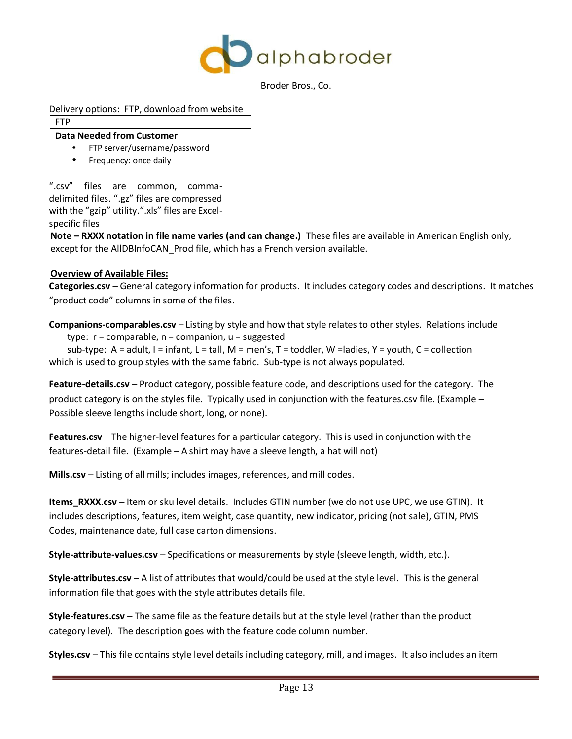Delivery options: FTP, download from website

| FTP |
| --- |
| **Data Needed from Customer**<br>• FTP server/username/password<br>• Frequency: once daily |

".csv" files are common, comma-delimited files. ".gz" files are compressed with the "gzip" utility.".xls" files are Excel-specific files

**Note – RXXX notation in file name varies (and can change.)** These files are available in American English only, except for the AllDBInfoCAN_Prod file, which has a French version available.

**Overview of Available Files:**

**Categories.csv** – General category information for products. It includes category codes and descriptions. It matches "product code" columns in some of the files.

**Companions-comparables.csv** – Listing by style and how that style relates to other styles. Relations include
type: r = comparable, n = companion, u = suggested
sub-type: A = adult, I = infant, L = tall, M = men's, T = toddler, W =ladies, Y = youth, C = collection
which is used to group styles with the same fabric. Sub-type is not always populated.

**Feature-details.csv** – Product category, possible feature code, and descriptions used for the category. The product category is on the styles file. Typically used in conjunction with the features.csv file. (Example – Possible sleeve lengths include short, long, or none).

**Features.csv** – The higher-level features for a particular category. This is used in conjunction with the features-detail file. (Example – A shirt may have a sleeve length, a hat will not)

**Mills.csv** – Listing of all mills; includes images, references, and mill codes.

**Items_RXXX.csv** – Item or sku level details. Includes GTIN number (we do not use UPC, we use GTIN). It includes descriptions, features, item weight, case quantity, new indicator, pricing (not sale), GTIN, PMS Codes, maintenance date, full case carton dimensions.

**Style-attribute-values.csv** – Specifications or measurements by style (sleeve length, width, etc.).

**Style-attributes.csv** – A list of attributes that would/could be used at the style level. This is the general information file that goes with the style attributes details file.

**Style-features.csv** – The same file as the feature details but at the style level (rather than the product category level). The description goes with the feature code column number.

**Styles.csv** – This file contains style level details including category, mill, and images. It also includes an item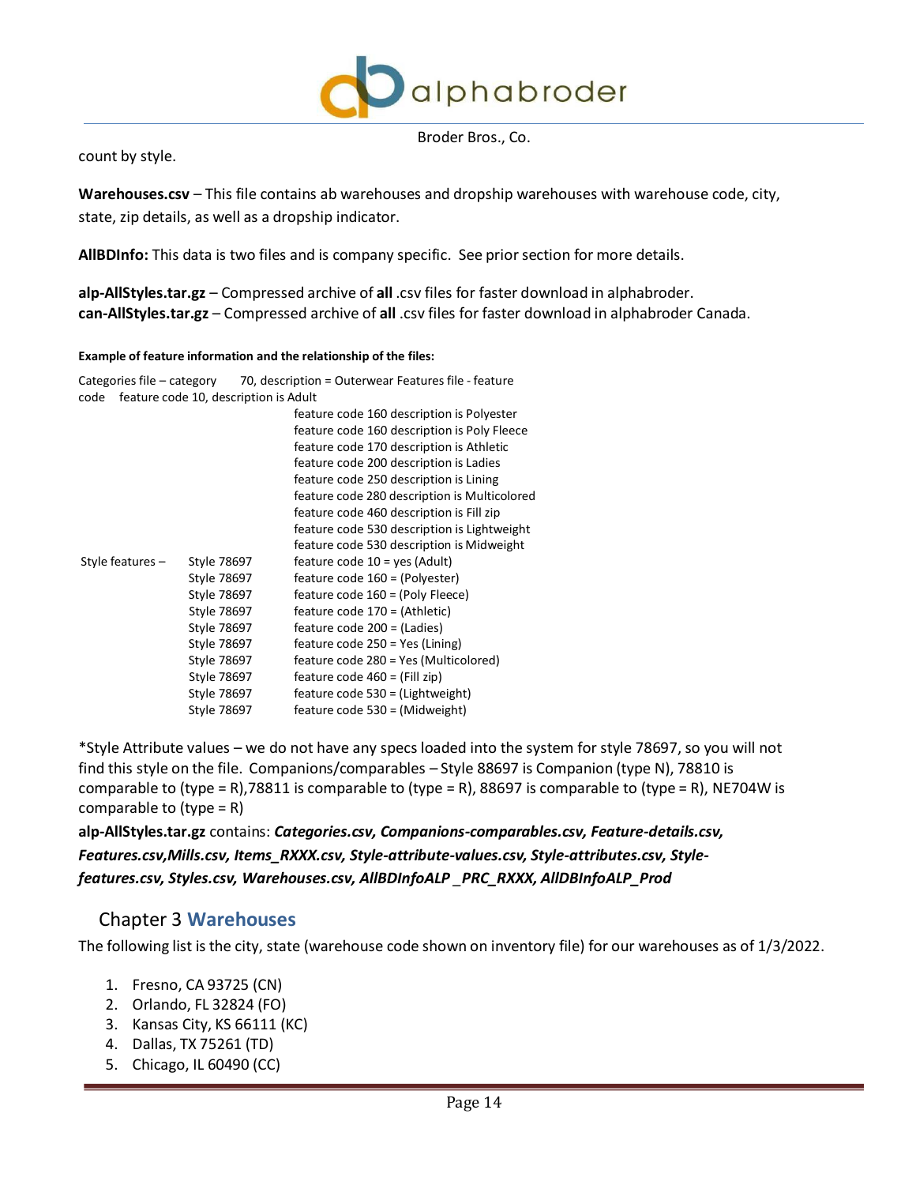count by style.

**Warehouses.csv** – This file contains ab warehouses and dropship warehouses with warehouse code, city, state, zip details, as well as a dropship indicator.

**AllBDInfo:** This data is two files and is company specific. See prior section for more details.

**alp-AllStyles.tar.gz** – Compressed archive of **all** .csv files for faster download in alphabroder.
**can-AllStyles.tar.gz** – Compressed archive of **all** .csv files for faster download in alphabroder Canada.

**Example of feature information and the relationship of the files:**

Categories file – category 70, description = Outerwear Features file - feature code feature code 10, description is Adult

| | | |
|---|---|---|
| | | feature code 160 description is Polyester |
| | | feature code 160 description is Poly Fleece |
| | | feature code 170 description is Athletic |
| | | feature code 200 description is Ladies |
| | | feature code 250 description is Lining |
| | | feature code 280 description is Multicolored |
| | | feature code 460 description is Fill zip |
| | | feature code 530 description is Lightweight |
| | | feature code 530 description is Midweight |
| Style features – | Style 78697 | feature code 10 = yes (Adult) |
| | Style 78697 | feature code 160 = (Polyester) |
| | Style 78697 | feature code 160 = (Poly Fleece) |
| | Style 78697 | feature code 170 = (Athletic) |
| | Style 78697 | feature code 200 = (Ladies) |
| | Style 78697 | feature code 250 = Yes (Lining) |
| | Style 78697 | feature code 280 = Yes (Multicolored) |
| | Style 78697 | feature code 460 = (Fill zip) |
| | Style 78697 | feature code 530 = (Lightweight) |
| | Style 78697 | feature code 530 = (Midweight) |

*Style Attribute values – we do not have any specs loaded into the system for style 78697, so you will not find this style on the file. Companions/comparables – Style 88697 is Companion (type N), 78810 is comparable to (type = R),78811 is comparable to (type = R), 88697 is comparable to (type = R), NE704W is comparable to (type = R)

**alp-AllStyles.tar.gz** contains: ***Categories.csv, Companions-comparables.csv, Feature-details.csv, Features.csv,Mills.csv, Items_RXXX.csv, Style-attribute-values.csv, Style-attributes.csv, Style-features.csv, Styles.csv, Warehouses.csv, AllBDInfoALP _PRC_RXXX, AllDBInfoALP_Prod***

## Chapter 3 Warehouses

The following list is the city, state (warehouse code shown on inventory file) for our warehouses as of 1/3/2022.

1. Fresno, CA 93725 (CN)
2. Orlando, FL 32824 (FO)
3. Kansas City, KS 66111 (KC)
4. Dallas, TX 75261 (TD)
5. Chicago, IL 60490 (CC)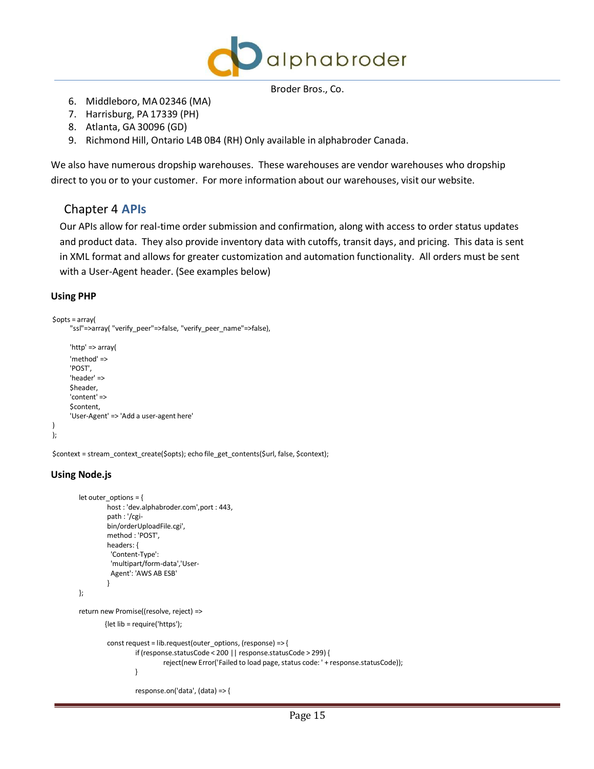6. Middleboro, MA 02346 (MA)
7. Harrisburg, PA 17339 (PH)
8. Atlanta, GA 30096 (GD)
9. Richmond Hill, Ontario L4B 0B4 (RH) Only available in alphabroder Canada.

We also have numerous dropship warehouses. These warehouses are vendor warehouses who dropship direct to you or to your customer. For more information about our warehouses, visit our website.

# Chapter 4 APIs

Our APIs allow for real-time order submission and confirmation, along with access to order status updates and product data. They also provide inventory data with cutoffs, transit days, and pricing. This data is sent in XML format and allows for greater customization and automation functionality. All orders must be sent with a User-Agent header. (See examples below)

### Using PHP

```
$opts = array(
        "ssl"=>array( "verify_peer"=>false, "verify_peer_name"=>false),

        'http' => array(
        'method' =>
        'POST',
        'header' =>
        $header,
        'content' =>
        $content,
        'User-Agent' => 'Add a user-agent here'
)
);

$context = stream_context_create($opts); echo file_get_contents($url, false, $context);
```

### Using Node.js

```
let outer_options = {
        host : 'dev.alphabroder.com',port : 443,
        path : '/cgi-
        bin/orderUploadFile.cgi',
        method : 'POST',
        headers: {
          'Content-Type':
          'multipart/form-data','User-
          Agent': 'AWS AB ESB'
        }
};

return new Promise((resolve, reject) =>
        {let lib = require('https');

        const request = lib.request(outer_options, (response) => {
                if (response.statusCode < 200 || response.statusCode > 299) {
                        reject(new Error('Failed to load page, status code: ' + response.statusCode));
                }

                response.on('data', (data) => {
```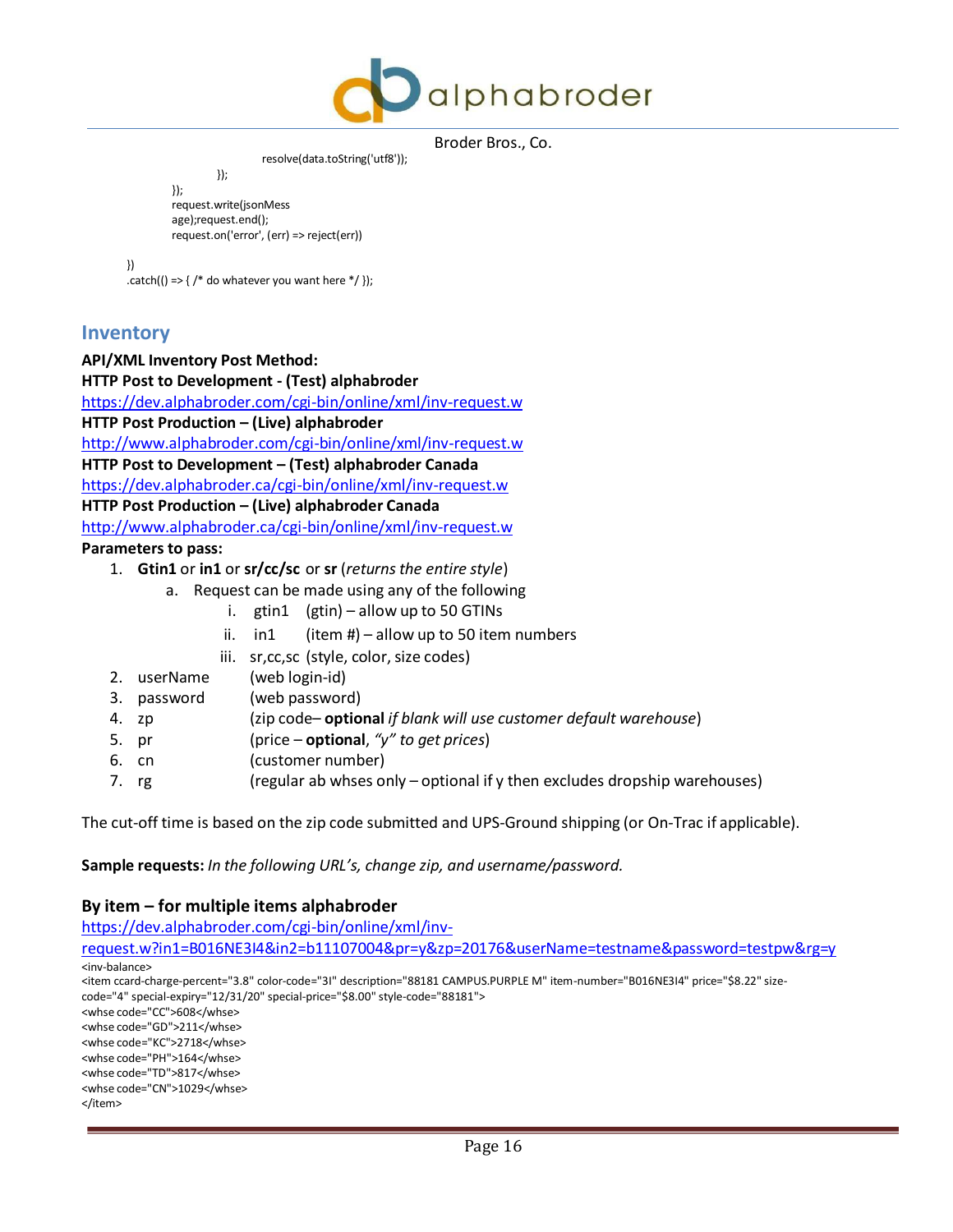```
                        resolve(data.toString('utf8'));
                });
        });
        request.write(jsonMess
        age);request.end();
        request.on('error', (err) => reject(err))

})
.catch(() => { /* do whatever you want here */ });
```

## Inventory

**API/XML Inventory Post Method:**

**HTTP Post to Development - (Test) alphabroder**

https://dev.alphabroder.com/cgi-bin/online/xml/inv-request.w

**HTTP Post Production – (Live) alphabroder**

http://www.alphabroder.com/cgi-bin/online/xml/inv-request.w

**HTTP Post to Development – (Test) alphabroder Canada**

https://dev.alphabroder.ca/cgi-bin/online/xml/inv-request.w

**HTTP Post Production – (Live) alphabroder Canada**

http://www.alphabroder.ca/cgi-bin/online/xml/inv-request.w

**Parameters to pass:**

1. **Gtin1** or **in1** or **sr/cc/sc** or **sr** (*returns the entire style*)
   a. Request can be made using any of the following
      i. gtin1 (gtin) – allow up to 50 GTINs
      ii. in1 (item #) – allow up to 50 item numbers
      iii. sr,cc,sc (style, color, size codes)
2. userName (web login-id)
3. password (web password)
4. zp (zip code– **optional** *if blank will use customer default warehouse*)
5. pr (price – **optional**, *"y" to get prices*)
6. cn (customer number)
7. rg (regular ab whses only – optional if y then excludes dropship warehouses)

The cut-off time is based on the zip code submitted and UPS-Ground shipping (or On-Trac if applicable).

**Sample requests:** *In the following URL's, change zip, and username/password.*

### By item – for multiple items alphabroder

https://dev.alphabroder.com/cgi-bin/online/xml/inv-request.w?in1=B016NE3I4&in2=b11107004&pr=y&zp=20176&userName=testname&password=testpw&rg=y

```
<inv-balance>
<item ccard-charge-percent="3.8" color-code="3I" description="88181 CAMPUS.PURPLE M" item-number="B016NE3I4" price="$8.22" size-code="4" special-expiry="12/31/20" special-price="$8.00" style-code="88181">
<whse code="CC">608</whse>
<whse code="GD">211</whse>
<whse code="KC">2718</whse>
<whse code="PH">164</whse>
<whse code="TD">817</whse>
<whse code="CN">1029</whse>
</item>
```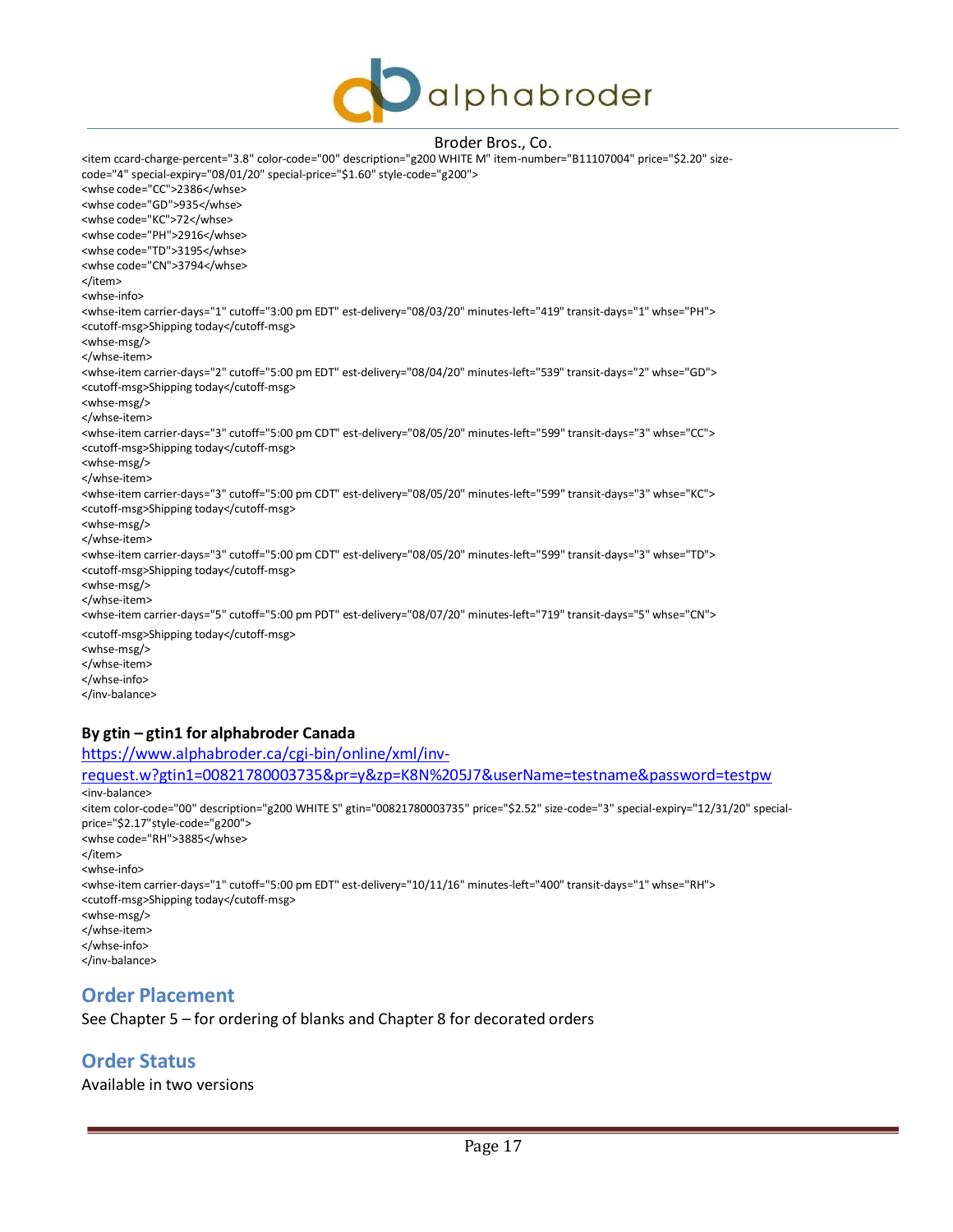```
<item ccard-charge-percent="3.8" color-code="00" description="g200 WHITE M" item-number="B11107004" price="$2.20" size-code="4" special-expiry="08/01/20" special-price="$1.60" style-code="g200">
<whse code="CC">2386</whse>
<whse code="GD">935</whse>
<whse code="KC">72</whse>
<whse code="PH">2916</whse>
<whse code="TD">3195</whse>
<whse code="CN">3794</whse>
</item>
<whse-info>
<whse-item carrier-days="1" cutoff="3:00 pm EDT" est-delivery="08/03/20" minutes-left="419" transit-days="1" whse="PH">
<cutoff-msg>Shipping today</cutoff-msg>
<whse-msg/>
</whse-item>
<whse-item carrier-days="2" cutoff="5:00 pm EDT" est-delivery="08/04/20" minutes-left="539" transit-days="2" whse="GD">
<cutoff-msg>Shipping today</cutoff-msg>
<whse-msg/>
</whse-item>
<whse-item carrier-days="3" cutoff="5:00 pm CDT" est-delivery="08/05/20" minutes-left="599" transit-days="3" whse="CC">
<cutoff-msg>Shipping today</cutoff-msg>
<whse-msg/>
</whse-item>
<whse-item carrier-days="3" cutoff="5:00 pm CDT" est-delivery="08/05/20" minutes-left="599" transit-days="3" whse="KC">
<cutoff-msg>Shipping today</cutoff-msg>
<whse-msg/>
</whse-item>
<whse-item carrier-days="3" cutoff="5:00 pm CDT" est-delivery="08/05/20" minutes-left="599" transit-days="3" whse="TD">
<cutoff-msg>Shipping today</cutoff-msg>
<whse-msg/>
</whse-item>
<whse-item carrier-days="5" cutoff="5:00 pm PDT" est-delivery="08/07/20" minutes-left="719" transit-days="5" whse="CN">
<cutoff-msg>Shipping today</cutoff-msg>
<whse-msg/>
</whse-item>
</whse-info>
</inv-balance>
```

**By gtin – gtin1 for alphabroder Canada**

[https://www.alphabroder.ca/cgi-bin/online/xml/inv-request.w?gtin1=00821780003735&pr=y&zp=K8N%205J7&userName=testname&password=testpw](https://www.alphabroder.ca/cgi-bin/online/xml/inv-request.w?gtin1=00821780003735&pr=y&zp=K8N%205J7&userName=testname&password=testpw)

```
<inv-balance>
<item color-code="00" description="g200 WHITE S" gtin="00821780003735" price="$2.52" size-code="3" special-expiry="12/31/20" special-price="$2.17"style-code="g200">
<whse code="RH">3885</whse>
</item>
<whse-info>
<whse-item carrier-days="1" cutoff="5:00 pm EDT" est-delivery="10/11/16" minutes-left="400" transit-days="1" whse="RH">
<cutoff-msg>Shipping today</cutoff-msg>
<whse-msg/>
</whse-item>
</whse-info>
</inv-balance>
```

## Order Placement

See Chapter 5 – for ordering of blanks and Chapter 8 for decorated orders

## Order Status

Available in two versions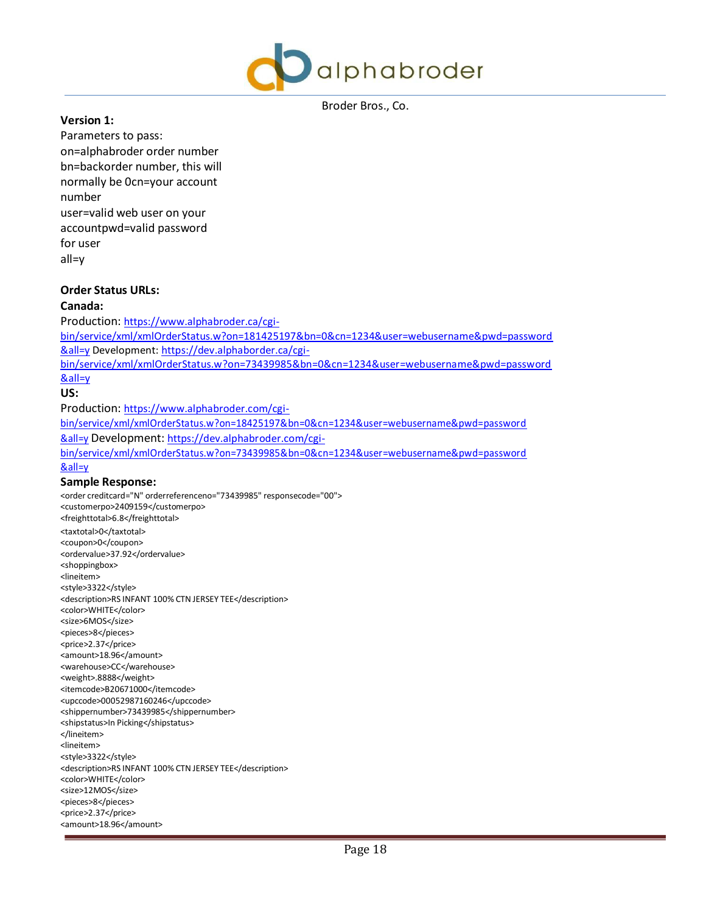**Version 1:**

Parameters to pass:
on=alphabroder order number
bn=backorder number, this will normally be 0cn=your account number
user=valid web user on your accountpwd=valid password for user
all=y

**Order Status URLs:**

**Canada:**

Production: https://www.alphabroder.ca/cgi-bin/service/xml/xmlOrderStatus.w?on=181425197&bn=0&cn=1234&user=webusername&pwd=password&all=y Development: https://dev.alphaborder.ca/cgi-bin/service/xml/xmlOrderStatus.w?on=73439985&bn=0&cn=1234&user=webusername&pwd=password&all=y

**US:**

Production: https://www.alphabroder.com/cgi-bin/service/xml/xmlOrderStatus.w?on=18425197&bn=0&cn=1234&user=webusername&pwd=password&all=y Development: https://dev.alphabroder.com/cgi-bin/service/xml/xmlOrderStatus.w?on=73439985&bn=0&cn=1234&user=webusername&pwd=password&all=y

**Sample Response:**

```
<order creditcard="N" orderreferenceno="73439985" responsecode="00">
<customerpo>2409159</customerpo>
<freighttotal>6.8</freighttotal>
<taxtotal>0</taxtotal>
<coupon>0</coupon>
<ordervalue>37.92</ordervalue>
<shoppingbox>
<lineitem>
<style>3322</style>
<description>RS INFANT 100% CTN JERSEY TEE</description>
<color>WHITE</color>
<size>6MOS</size>
<pieces>8</pieces>
<price>2.37</price>
<amount>18.96</amount>
<warehouse>CC</warehouse>
<weight>.8888</weight>
<itemcode>B20671000</itemcode>
<upccode>00052987160246</upccode>
<shippernumber>73439985</shippernumber>
<shipstatus>In Picking</shipstatus>
</lineitem>
<lineitem>
<style>3322</style>
<description>RS INFANT 100% CTN JERSEY TEE</description>
<color>WHITE</color>
<size>12MOS</size>
<pieces>8</pieces>
<price>2.37</price>
<amount>18.96</amount>
```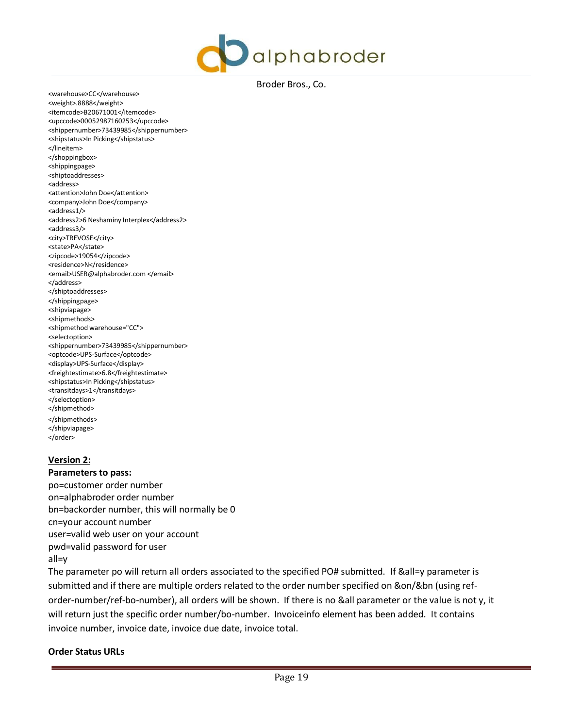```
<warehouse>CC</warehouse>
<weight>.8888</weight>
<itemcode>B20671001</itemcode>
<upccode>00052987160253</upccode>
<shippernumber>73439985</shippernumber>
<shipstatus>In Picking</shipstatus>
</lineitem>
</shoppingbox>
<shippingpage>
<shiptoaddresses>
<address>
<attention>John Doe</attention>
<company>John Doe</company>
<address1/>
<address2>6 Neshaminy Interplex</address2>
<address3/>
<city>TREVOSE</city>
<state>PA</state>
<zipcode>19054</zipcode>
<residence>N</residence>
<email>USER@alphabroder.com </email>
</address>
</shiptoaddresses>
</shippingpage>
<shipviapage>
<shipmethods>
<shipmethod warehouse="CC">
<selectoption>
<shippernumber>73439985</shippernumber>
<optcode>UPS-Surface</optcode>
<display>UPS-Surface</display>
<freightestimate>6.8</freightestimate>
<shipstatus>In Picking</shipstatus>
<transitdays>1</transitdays>
</selectoption>
</shipmethod>
</shipmethods>
</shipviapage>
</order>
```

**Version 2:**

**Parameters to pass:**

po=customer order number
on=alphabroder order number
bn=backorder number, this will normally be 0
cn=your account number
user=valid web user on your account
pwd=valid password for user
all=y

The parameter po will return all orders associated to the specified PO# submitted. If &all=y parameter is submitted and if there are multiple orders related to the order number specified on &on/&bn (using ref-order-number/ref-bo-number), all orders will be shown. If there is no &all parameter or the value is not y, it will return just the specific order number/bo-number. Invoiceinfo element has been added. It contains invoice number, invoice date, invoice due date, invoice total.

**Order Status URLs**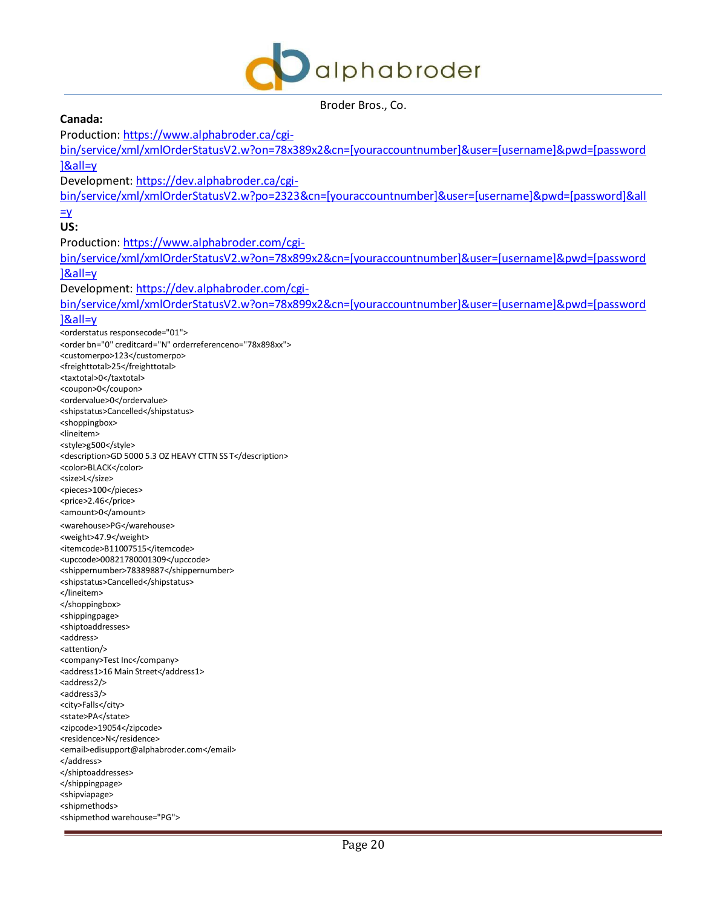**Canada:**

Production: https://www.alphabroder.ca/cgi-bin/service/xml/xmlOrderStatusV2.w?on=78x389x2&cn=[youraccountnumber]&user=[username]&pwd=[password]&all=y

Development: https://dev.alphabroder.ca/cgi-bin/service/xml/xmlOrderStatusV2.w?po=2323&cn=[youraccountnumber]&user=[username]&pwd=[password]&all=y

**US:**

Production: https://www.alphabroder.com/cgi-bin/service/xml/xmlOrderStatusV2.w?on=78x899x2&cn=[youraccountnumber]&user=[username]&pwd=[password]&all=y

Development: https://dev.alphabroder.com/cgi-bin/service/xml/xmlOrderStatusV2.w?on=78x899x2&cn=[youraccountnumber]&user=[username]&pwd=[password]&all=y

```
<orderstatus responsecode="01">
<order bn="0" creditcard="N" orderreferenceno="78x898xx">
<customerpo>123</customerpo>
<freighttotal>25</freighttotal>
<taxtotal>0</taxtotal>
<coupon>0</coupon>
<ordervalue>0</ordervalue>
<shipstatus>Cancelled</shipstatus>
<shoppingbox>
<lineitem>
<style>g500</style>
<description>GD 5000 5.3 OZ HEAVY CTTN SS T</description>
<color>BLACK</color>
<size>L</size>
<pieces>100</pieces>
<price>2.46</price>
<amount>0</amount>
<warehouse>PG</warehouse>
<weight>47.9</weight>
<itemcode>B11007515</itemcode>
<upccode>00821780001309</upccode>
<shippernumber>78389887</shippernumber>
<shipstatus>Cancelled</shipstatus>
</lineitem>
</shoppingbox>
<shippingpage>
<shiptoaddresses>
<address>
<attention/>
<company>Test Inc</company>
<address1>16 Main Street</address1>
<address2/>
<address3/>
<city>Falls</city>
<state>PA</state>
<zipcode>19054</zipcode>
<residence>N</residence>
<email>edisupport@alphabroder.com</email>
</address>
</shiptoaddresses>
</shippingpage>
<shipviapage>
<shipmethods>
<shipmethod warehouse="PG">
```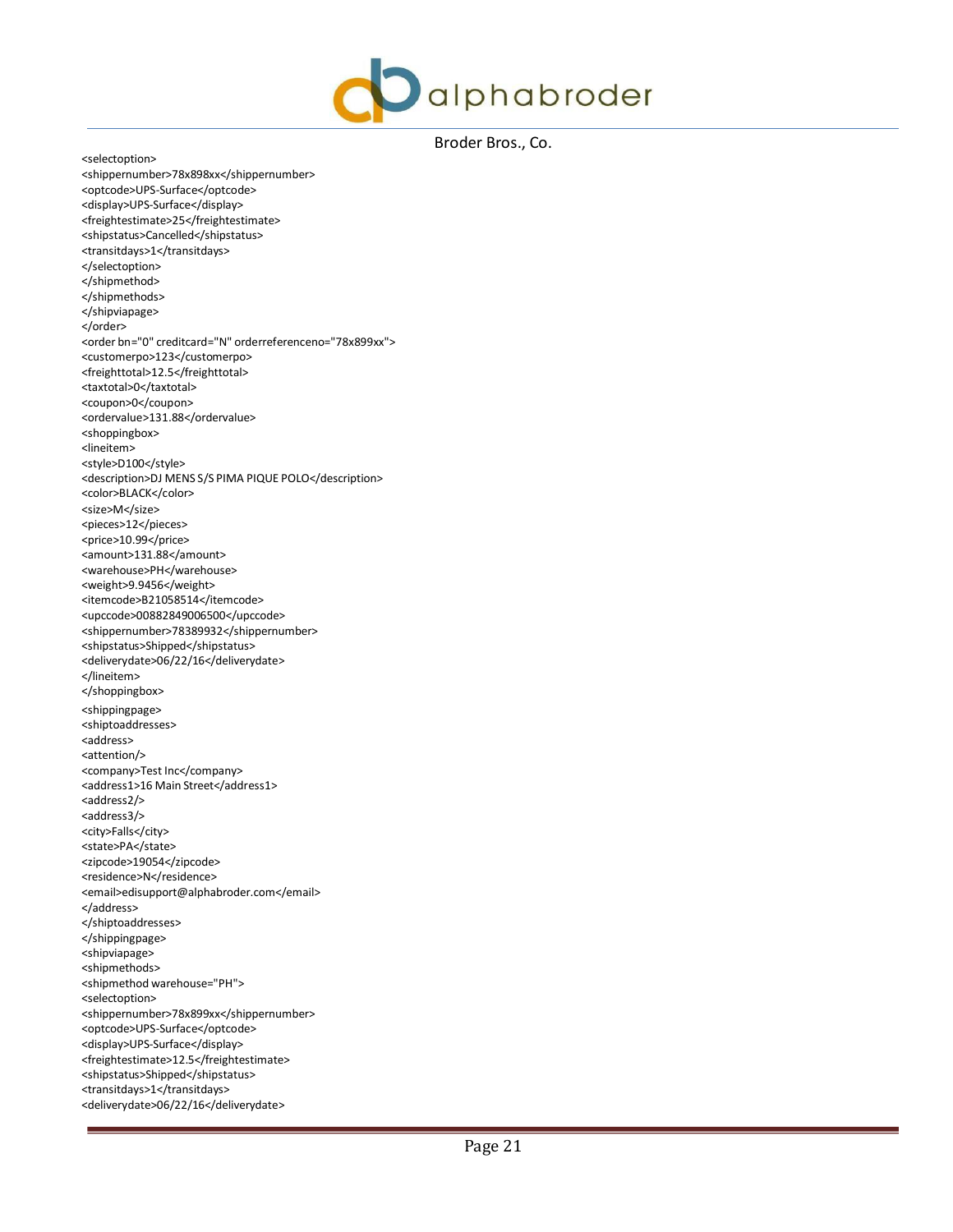```
<selectoption>
<shippernumber>78x898xx</shippernumber>
<optcode>UPS-Surface</optcode>
<display>UPS-Surface</display>
<freightestimate>25</freightestimate>
<shipstatus>Cancelled</shipstatus>
<transitdays>1</transitdays>
</selectoption>
</shipmethod>
</shipmethods>
</shipviapage>
</order>
<order bn="0" creditcard="N" orderreferenceno="78x899xx">
<customerpo>123</customerpo>
<freighttotal>12.5</freighttotal>
<taxtotal>0</taxtotal>
<coupon>0</coupon>
<ordervalue>131.88</ordervalue>
<shoppingbox>
<lineitem>
<style>D100</style>
<description>DJ MENS S/S PIMA PIQUE POLO</description>
<color>BLACK</color>
<size>M</size>
<pieces>12</pieces>
<price>10.99</price>
<amount>131.88</amount>
<warehouse>PH</warehouse>
<weight>9.9456</weight>
<itemcode>B21058514</itemcode>
<upccode>00882849006500</upccode>
<shippernumber>78389932</shippernumber>
<shipstatus>Shipped</shipstatus>
<deliverydate>06/22/16</deliverydate>
</lineitem>
</shoppingbox>
<shippingpage>
<shiptoaddresses>
<address>
<attention/>
<company>Test Inc</company>
<address1>16 Main Street</address1>
<address2/>
<address3/>
<city>Falls</city>
<state>PA</state>
<zipcode>19054</zipcode>
<residence>N</residence>
<email>edisupport@alphabroder.com</email>
</address>
</shiptoaddresses>
</shippingpage>
<shipviapage>
<shipmethods>
<shipmethod warehouse="PH">
<selectoption>
<shippernumber>78x899xx</shippernumber>
<optcode>UPS-Surface</optcode>
<display>UPS-Surface</display>
<freightestimate>12.5</freightestimate>
<shipstatus>Shipped</shipstatus>
<transitdays>1</transitdays>
<deliverydate>06/22/16</deliverydate>
```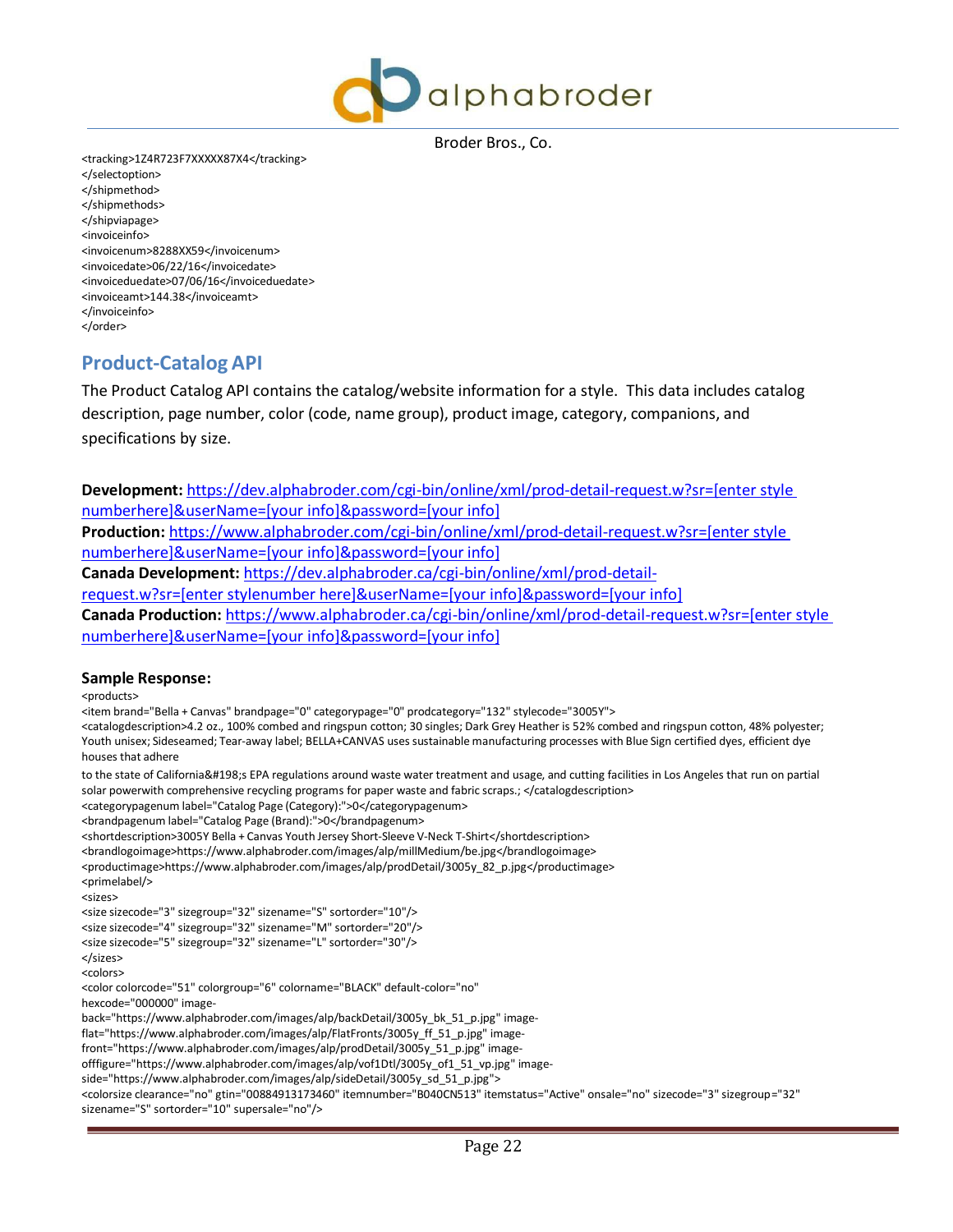```
<tracking>1Z4R723F7XXXXX87X4</tracking>
</selectoption>
</shipmethod>
</shipmethods>
</shipviapage>
<invoiceinfo>
<invoicenum>8288XX59</invoicenum>
<invoicedate>06/22/16</invoicedate>
<invoiceduedate>07/06/16</invoiceduedate>
<invoiceamt>144.38</invoiceamt>
</invoiceinfo>
</order>
```

## Product-Catalog API

The Product Catalog API contains the catalog/website information for a style. This data includes catalog description, page number, color (code, name group), product image, category, companions, and specifications by size.

**Development:** https://dev.alphabroder.com/cgi-bin/online/xml/prod-detail-request.w?sr=[enter style numberhere]&userName=[your info]&password=[your info]
**Production:** https://www.alphabroder.com/cgi-bin/online/xml/prod-detail-request.w?sr=[enter style numberhere]&userName=[your info]&password=[your info]
**Canada Development:** https://dev.alphabroder.ca/cgi-bin/online/xml/prod-detail-request.w?sr=[enter stylenumber here]&userName=[your info]&password=[your info]
**Canada Production:** https://www.alphabroder.ca/cgi-bin/online/xml/prod-detail-request.w?sr=[enter style numberhere]&userName=[your info]&password=[your info]

**Sample Response:**

```
<products>
<item brand="Bella + Canvas" brandpage="0" categorypage="0" prodcategory="132" stylecode="3005Y">
<catalogdescription>4.2 oz., 100% combed and ringspun cotton; 30 singles; Dark Grey Heather is 52% combed and ringspun cotton, 48% polyester; Youth unisex; Sideseamed; Tear-away label; BELLA+CANVAS uses sustainable manufacturing processes with Blue Sign certified dyes, efficient dye houses that adhere
to the state of California&#198;s EPA regulations around waste water treatment and usage, and cutting facilities in Los Angeles that run on partial solar powerwith comprehensive recycling programs for paper waste and fabric scraps.; </catalogdescription>
<categorypagenum label="Catalog Page (Category):">0</categorypagenum>
<brandpagenum label="Catalog Page (Brand):">0</brandpagenum>
<shortdescription>3005Y Bella + Canvas Youth Jersey Short-Sleeve V-Neck T-Shirt</shortdescription>
<brandlogoimage>https://www.alphabroder.com/images/alp/millMedium/be.jpg</brandlogoimage>
<productimage>https://www.alphabroder.com/images/alp/prodDetail/3005y_82_p.jpg</productimage>
<primelabel/>
<sizes>
<size sizecode="3" sizegroup="32" sizename="S" sortorder="10"/>
<size sizecode="4" sizegroup="32" sizename="M" sortorder="20"/>
<size sizecode="5" sizegroup="32" sizename="L" sortorder="30"/>
</sizes>
<colors>
<color colorcode="51" colorgroup="6" colorname="BLACK" default-color="no"
hexcode="000000" image-
back="https://www.alphabroder.com/images/alp/backDetail/3005y_bk_51_p.jpg" image-
flat="https://www.alphabroder.com/images/alp/FlatFronts/3005y_ff_51_p.jpg" image-
front="https://www.alphabroder.com/images/alp/prodDetail/3005y_51_p.jpg" image-
offfigure="https://www.alphabroder.com/images/alp/vof1Dtl/3005y_of1_51_vp.jpg" image-
side="https://www.alphabroder.com/images/alp/sideDetail/3005y_sd_51_p.jpg">
<colorsize clearance="no" gtin="00884913173460" itemnumber="B040CN513" itemstatus="Active" onsale="no" sizecode="3" sizegroup="32"
sizename="S" sortorder="10" supersale="no"/>
```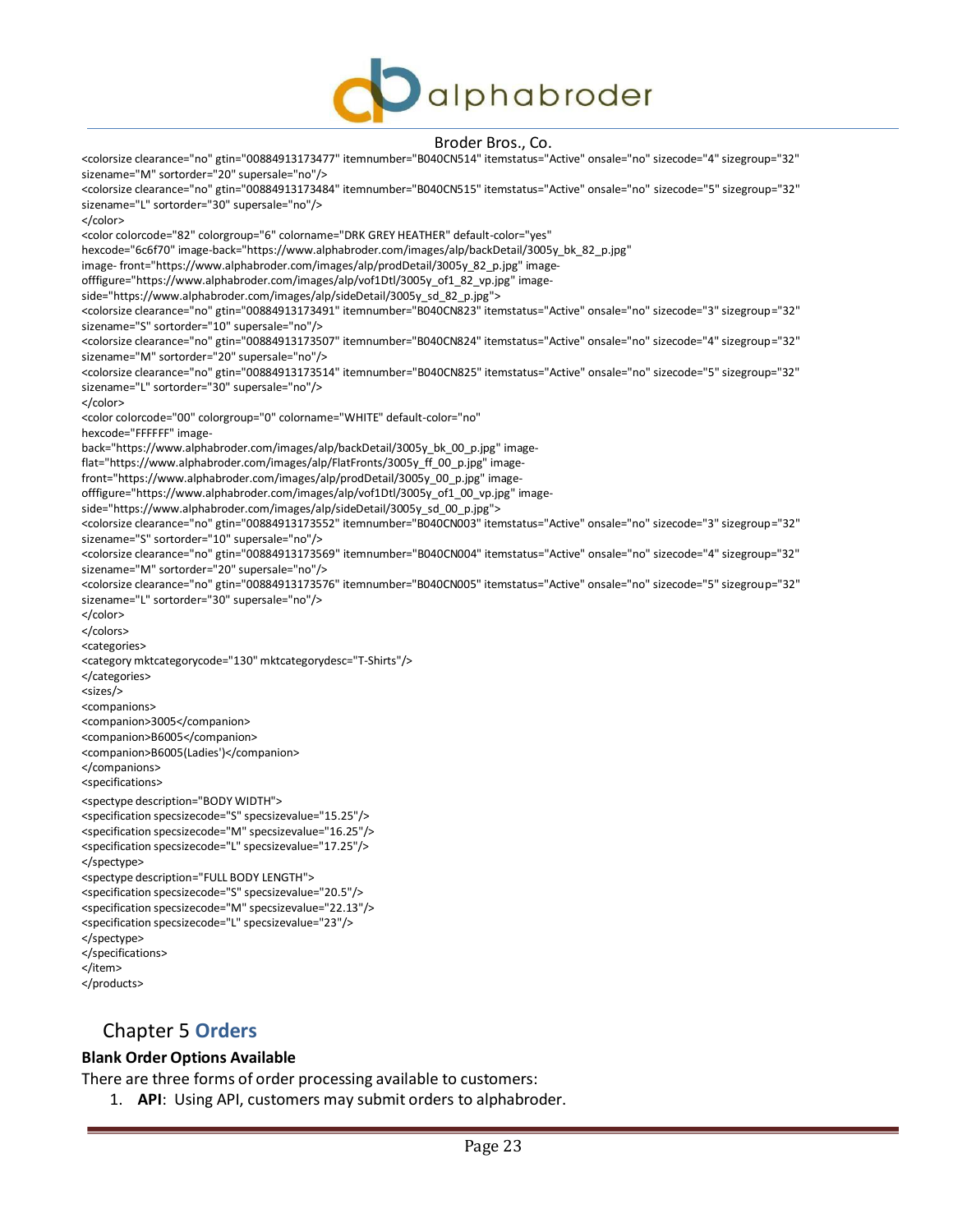```
<colorsize clearance="no" gtin="00884913173477" itemnumber="B040CN514" itemstatus="Active" onsale="no" sizecode="4" sizegroup="32"
sizename="M" sortorder="20" supersale="no"/>
<colorsize clearance="no" gtin="00884913173484" itemnumber="B040CN515" itemstatus="Active" onsale="no" sizecode="5" sizegroup="32"
sizename="L" sortorder="30" supersale="no"/>
</color>
<color colorcode="82" colorgroup="6" colorname="DRK GREY HEATHER" default-color="yes"
hexcode="6c6f70" image-back="https://www.alphabroder.com/images/alp/backDetail/3005y_bk_82_p.jpg"
image- front="https://www.alphabroder.com/images/alp/prodDetail/3005y_82_p.jpg" image-
offfigure="https://www.alphabroder.com/images/alp/vof1Dtl/3005y_of1_82_vp.jpg" image-
side="https://www.alphabroder.com/images/alp/sideDetail/3005y_sd_82_p.jpg">
<colorsize clearance="no" gtin="00884913173491" itemnumber="B040CN823" itemstatus="Active" onsale="no" sizecode="3" sizegroup="32"
sizename="S" sortorder="10" supersale="no"/>
<colorsize clearance="no" gtin="00884913173507" itemnumber="B040CN824" itemstatus="Active" onsale="no" sizecode="4" sizegroup="32"
sizename="M" sortorder="20" supersale="no"/>
<colorsize clearance="no" gtin="00884913173514" itemnumber="B040CN825" itemstatus="Active" onsale="no" sizecode="5" sizegroup="32"
sizename="L" sortorder="30" supersale="no"/>
</color>
<color colorcode="00" colorgroup="0" colorname="WHITE" default-color="no"
hexcode="FFFFFF" image-
back="https://www.alphabroder.com/images/alp/backDetail/3005y_bk_00_p.jpg" image-
flat="https://www.alphabroder.com/images/alp/FlatFronts/3005y_ff_00_p.jpg" image-
front="https://www.alphabroder.com/images/alp/prodDetail/3005y_00_p.jpg" image-
offfigure="https://www.alphabroder.com/images/alp/vof1Dtl/3005y_of1_00_vp.jpg" image-
side="https://www.alphabroder.com/images/alp/sideDetail/3005y_sd_00_p.jpg">
<colorsize clearance="no" gtin="00884913173552" itemnumber="B040CN003" itemstatus="Active" onsale="no" sizecode="3" sizegroup="32"
sizename="S" sortorder="10" supersale="no"/>
<colorsize clearance="no" gtin="00884913173569" itemnumber="B040CN004" itemstatus="Active" onsale="no" sizecode="4" sizegroup="32"
sizename="M" sortorder="20" supersale="no"/>
<colorsize clearance="no" gtin="00884913173576" itemnumber="B040CN005" itemstatus="Active" onsale="no" sizecode="5" sizegroup="32"
sizename="L" sortorder="30" supersale="no"/>
</color>
</colors>
<categories>
<category mktcategorycode="130" mktcategorydesc="T-Shirts"/>
</categories>
<sizes/>
<companions>
<companion>3005</companion>
<companion>B6005</companion>
<companion>B6005(Ladies')</companion>
</companions>
<specifications>
<spectype description="BODY WIDTH">
<specification specsizecode="S" specsizevalue="15.25"/>
<specification specsizecode="M" specsizevalue="16.25"/>
<specification specsizecode="L" specsizevalue="17.25"/>
</spectype>
<spectype description="FULL BODY LENGTH">
<specification specsizecode="S" specsizevalue="20.5"/>
<specification specsizecode="M" specsizevalue="22.13"/>
<specification specsizecode="L" specsizevalue="23"/>
</spectype>
</specifications>
</item>
</products>
```

# Chapter 5 Orders

**Blank Order Options Available**

There are three forms of order processing available to customers:

1. **API**: Using API, customers may submit orders to alphabroder.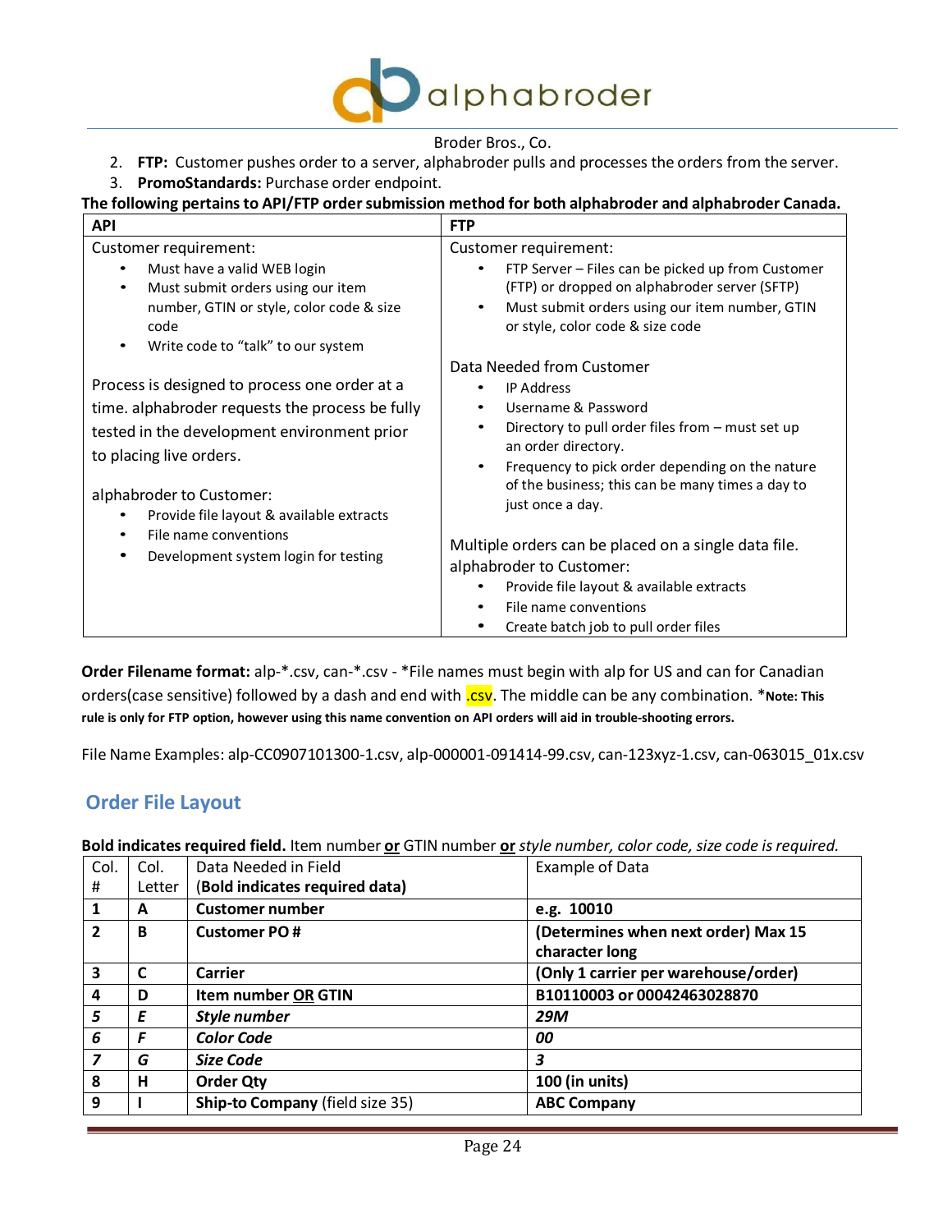Broder Bros., Co.

2. **FTP:** Customer pushes order to a server, alphabroder pulls and processes the orders from the server.
3. **PromoStandards:** Purchase order endpoint.

**The following pertains to API/FTP order submission method for both alphabroder and alphabroder Canada.**

| API | FTP |
|---|---|
| Customer requirement:<br>• Must have a valid WEB login<br>• Must submit orders using our item number, GTIN or style, color code & size code<br>• Write code to "talk" to our system<br><br>Process is designed to process one order at a time. alphabroder requests the process be fully tested in the development environment prior to placing live orders.<br><br>alphabroder to Customer:<br>• Provide file layout & available extracts<br>• File name conventions<br>• Development system login for testing | Customer requirement:<br>• FTP Server – Files can be picked up from Customer (FTP) or dropped on alphabroder server (SFTP)<br>• Must submit orders using our item number, GTIN or style, color code & size code<br><br>Data Needed from Customer<br>• IP Address<br>• Username & Password<br>• Directory to pull order files from – must set up an order directory.<br>• Frequency to pick order depending on the nature of the business; this can be many times a day to just once a day.<br><br>Multiple orders can be placed on a single data file.<br>alphabroder to Customer:<br>• Provide file layout & available extracts<br>• File name conventions<br>• Create batch job to pull order files |

**Order Filename format:** alp-*.csv, can-*.csv - *File names must begin with alp for US and can for Canadian orders(case sensitive) followed by a dash and end with .csv. The middle can be any combination. ***Note: This rule is only for FTP option, however using this name convention on API orders will aid in trouble-shooting errors.**

File Name Examples: alp-CC0907101300-1.csv, alp-000001-091414-99.csv, can-123xyz-1.csv, can-063015_01x.csv

## Order File Layout

**Bold indicates required field.** Item number **or** GTIN number **or** *style number, color code, size code is required.*

| Col. # | Col. Letter | Data Needed in Field (**Bold indicates required data**) | Example of Data |
|---|---|---|---|
| **1** | **A** | **Customer number** | **e.g. 10010** |
| **2** | **B** | **Customer PO #** | **(Determines when next order) Max 15 character long** |
| **3** | **C** | **Carrier** | **(Only 1 carrier per warehouse/order)** |
| **4** | **D** | **Item number OR GTIN** | **B10110003 or 00042463028870** |
| ***5*** | ***E*** | ***Style number*** | ***29M*** |
| ***6*** | ***F*** | ***Color Code*** | ***00*** |
| ***7*** | ***G*** | ***Size Code*** | ***3*** |
| **8** | **H** | **Order Qty** | **100 (in units)** |
| **9** | **I** | **Ship-to Company** (field size 35) | **ABC Company** |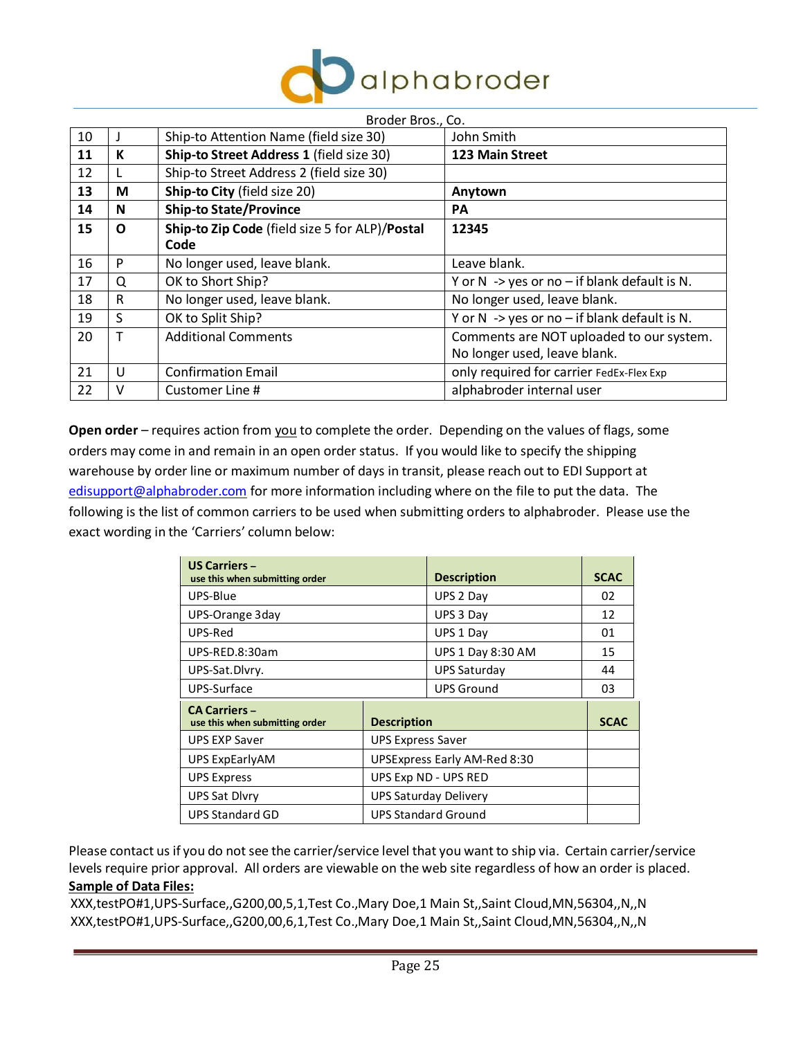Broder Bros., Co.

| 10 | J | Ship-to Attention Name (field size 30) | John Smith |
|---|---|---|---|
| **11** | **K** | **Ship-to Street Address 1** (field size 30) | **123 Main Street** |
| 12 | L | Ship-to Street Address 2 (field size 30) | |
| **13** | **M** | **Ship-to City** (field size 20) | **Anytown** |
| **14** | **N** | **Ship-to State/Province** | **PA** |
| **15** | **O** | **Ship-to Zip Code** (field size 5 for ALP)/**Postal Code** | **12345** |
| 16 | P | No longer used, leave blank. | Leave blank. |
| 17 | Q | OK to Short Ship? | Y or N -> yes or no – if blank default is N. |
| 18 | R | No longer used, leave blank. | No longer used, leave blank. |
| 19 | S | OK to Split Ship? | Y or N -> yes or no – if blank default is N. |
| 20 | T | Additional Comments | Comments are NOT uploaded to our system. No longer used, leave blank. |
| 21 | U | Confirmation Email | only required for carrier FedEx-Flex Exp |
| 22 | V | Customer Line # | alphabroder internal user |

**Open order** – requires action from you to complete the order. Depending on the values of flags, some orders may come in and remain in an open order status. If you would like to specify the shipping warehouse by order line or maximum number of days in transit, please reach out to EDI Support at edisupport@alphabroder.com for more information including where on the file to put the data. The following is the list of common carriers to be used when submitting orders to alphabroder. Please use the exact wording in the 'Carriers' column below:

| **US Carriers –** **use this when submitting order** | **Description** | **SCAC** |
|---|---|---|
| UPS-Blue | UPS 2 Day | 02 |
| UPS-Orange 3day | UPS 3 Day | 12 |
| UPS-Red | UPS 1 Day | 01 |
| UPS-RED.8:30am | UPS 1 Day 8:30 AM | 15 |
| UPS-Sat.Dlvry. | UPS Saturday | 44 |
| UPS-Surface | UPS Ground | 03 |
| **CA Carriers –** **use this when submitting order** | **Description** | **SCAC** |
| UPS EXP Saver | UPS Express Saver | |
| UPS ExpEarlyAM | UPSExpress Early AM-Red 8:30 | |
| UPS Express | UPS Exp ND - UPS RED | |
| UPS Sat Dlvry | UPS Saturday Delivery | |
| UPS Standard GD | UPS Standard Ground | |

Please contact us if you do not see the carrier/service level that you want to ship via. Certain carrier/service levels require prior approval. All orders are viewable on the web site regardless of how an order is placed.

**Sample of Data Files:**

XXX,testPO#1,UPS-Surface,,G200,00,5,1,Test Co.,Mary Doe,1 Main St,,Saint Cloud,MN,56304,,N,,N
XXX,testPO#1,UPS-Surface,,G200,00,6,1,Test Co.,Mary Doe,1 Main St,,Saint Cloud,MN,56304,,N,,N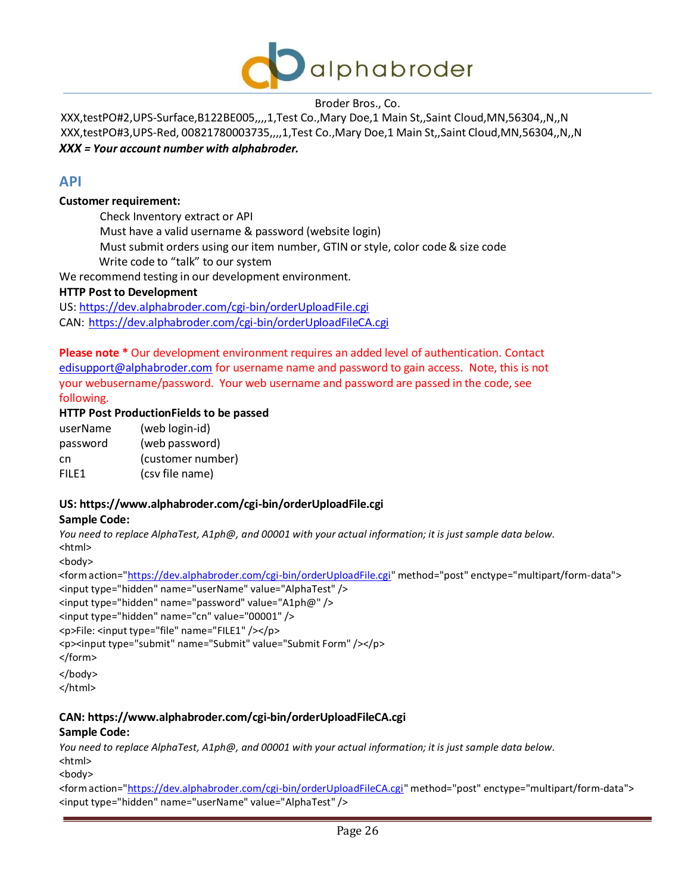XXX,testPO#2,UPS-Surface,B122BE005,,,,1,Test Co.,Mary Doe,1 Main St,,Saint Cloud,MN,56304,,N,,N
XXX,testPO#3,UPS-Red, 00821780003735,,,,1,Test Co.,Mary Doe,1 Main St,,Saint Cloud,MN,56304,,N,,N

***XXX = Your account number with alphabroder.***

## API

**Customer requirement:**

- Check Inventory extract or API
- Must have a valid username & password (website login)
- Must submit orders using our item number, GTIN or style, color code & size code
- Write code to "talk" to our system

We recommend testing in our development environment.

**HTTP Post to Development**

US: https://dev.alphabroder.com/cgi-bin/orderUploadFile.cgi
CAN: https://dev.alphabroder.com/cgi-bin/orderUploadFileCA.cgi

**Please note *** Our development environment requires an added level of authentication. Contact edisupport@alphabroder.com for username name and password to gain access. Note, this is not your webusername/password. Your web username and password are passed in the code, see following.

**HTTP Post ProductionFields to be passed**

| | |
|---|---|
| userName | (web login-id) |
| password | (web password) |
| cn | (customer number) |
| FILE1 | (csv file name) |

**US: https://www.alphabroder.com/cgi-bin/orderUploadFile.cgi**

**Sample Code:**

*You need to replace AlphaTest, A1ph@, and 00001 with your actual information; it is just sample data below.*

```
<html>
<body>
<form action="https://dev.alphabroder.com/cgi-bin/orderUploadFile.cgi" method="post" enctype="multipart/form-data">
<input type="hidden" name="userName" value="AlphaTest" />
<input type="hidden" name="password" value="A1ph@" />
<input type="hidden" name="cn" value="00001" />
<p>File: <input type="file" name="FILE1" /></p>
<p><input type="submit" name="Submit" value="Submit Form" /></p>
</form>
</body>
</html>
```

**CAN: https://www.alphabroder.com/cgi-bin/orderUploadFileCA.cgi**

**Sample Code:**

*You need to replace AlphaTest, A1ph@, and 00001 with your actual information; it is just sample data below.*

```
<html>
<body>
<form action="https://dev.alphabroder.com/cgi-bin/orderUploadFileCA.cgi" method="post" enctype="multipart/form-data">
<input type="hidden" name="userName" value="AlphaTest" />
```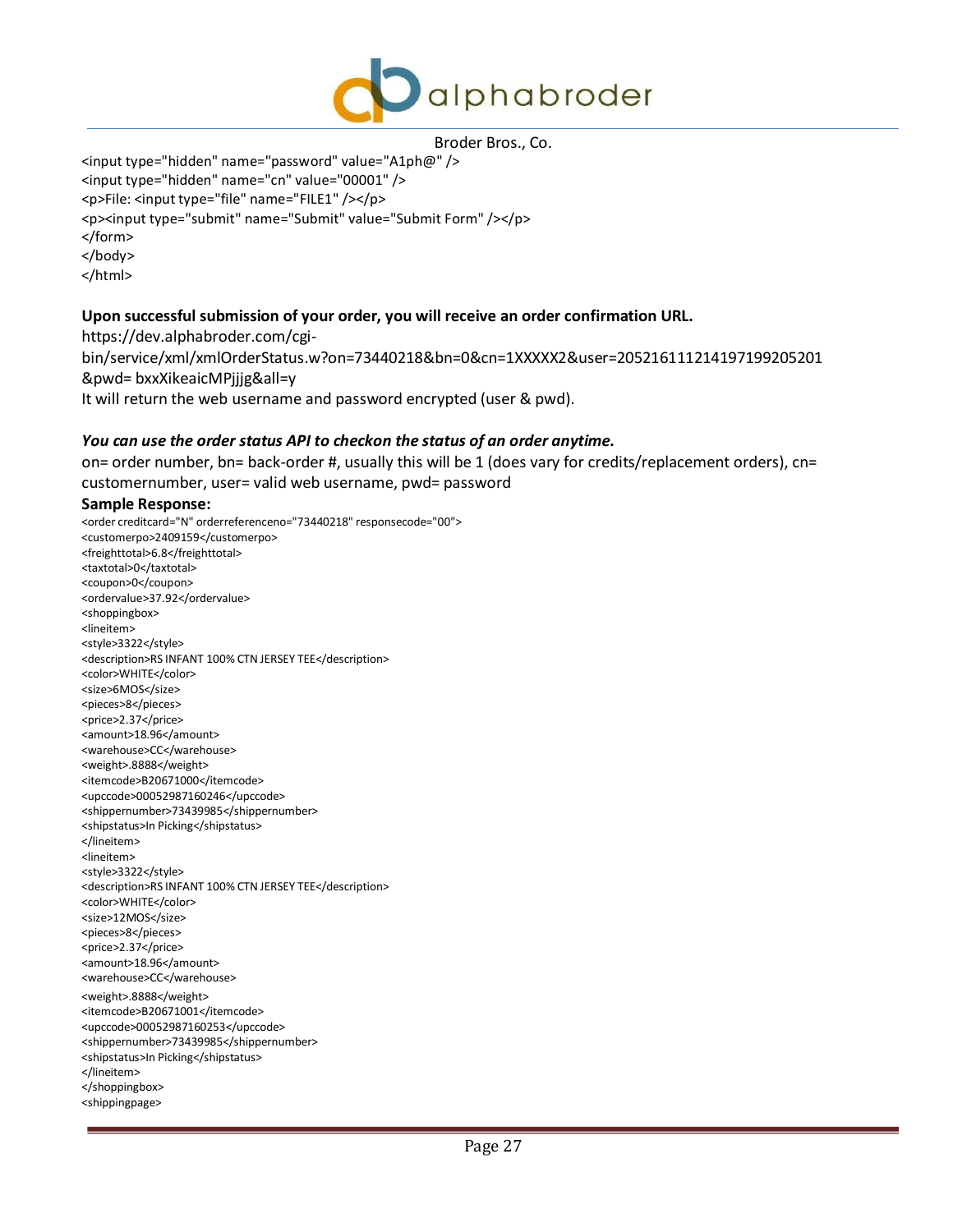```
<input type="hidden" name="password" value="A1ph@" />
<input type="hidden" name="cn" value="00001" />
<p>File: <input type="file" name="FILE1" /></p>
<p><input type="submit" name="Submit" value="Submit Form" /></p>
</form>
</body>
</html>
```

**Upon successful submission of your order, you will receive an order confirmation URL.**

https://dev.alphabroder.com/cgi-bin/service/xml/xmlOrderStatus.w?on=73440218&bn=0&cn=1XXXXX2&user=205216111214197199205201&pwd= bxxXikeaicMPjjjg&all=y

It will return the web username and password encrypted (user & pwd).

***You can use the order status API to checkon the status of an order anytime.***

on= order number, bn= back-order #, usually this will be 1 (does vary for credits/replacement orders), cn= customernumber, user= valid web username, pwd= password

**Sample Response:**

```
<order creditcard="N" orderreferenceno="73440218" responsecode="00">
<customerpo>2409159</customerpo>
<freighttotal>6.8</freighttotal>
<taxtotal>0</taxtotal>
<coupon>0</coupon>
<ordervalue>37.92</ordervalue>
<shoppingbox>
<lineitem>
<style>3322</style>
<description>RS INFANT 100% CTN JERSEY TEE</description>
<color>WHITE</color>
<size>6MOS</size>
<pieces>8</pieces>
<price>2.37</price>
<amount>18.96</amount>
<warehouse>CC</warehouse>
<weight>.8888</weight>
<itemcode>B20671000</itemcode>
<upccode>00052987160246</upccode>
<shippernumber>73439985</shippernumber>
<shipstatus>In Picking</shipstatus>
</lineitem>
<lineitem>
<style>3322</style>
<description>RS INFANT 100% CTN JERSEY TEE</description>
<color>WHITE</color>
<size>12MOS</size>
<pieces>8</pieces>
<price>2.37</price>
<amount>18.96</amount>
<warehouse>CC</warehouse>
<weight>.8888</weight>
<itemcode>B20671001</itemcode>
<upccode>00052987160253</upccode>
<shippernumber>73439985</shippernumber>
<shipstatus>In Picking</shipstatus>
</lineitem>
</shoppingbox>
<shippingpage>
```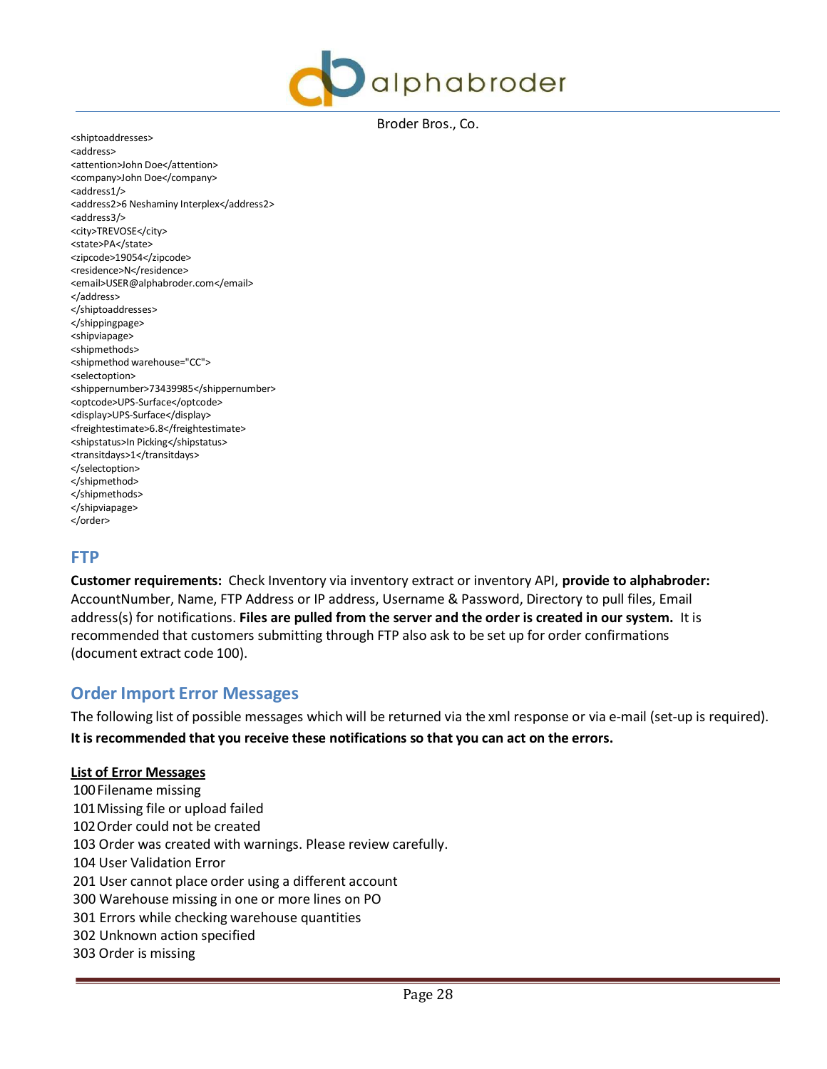```
<shiptoaddresses>
<address>
<attention>John Doe</attention>
<company>John Doe</company>
<address1/>
<address2>6 Neshaminy Interplex</address2>
<address3/>
<city>TREVOSE</city>
<state>PA</state>
<zipcode>19054</zipcode>
<residence>N</residence>
<email>USER@alphabroder.com</email>
</address>
</shiptoaddresses>
</shippingpage>
<shipviapage>
<shipmethods>
<shipmethod warehouse="CC">
<selectoption>
<shippernumber>73439985</shippernumber>
<optcode>UPS-Surface</optcode>
<display>UPS-Surface</display>
<freightestimate>6.8</freightestimate>
<shipstatus>In Picking</shipstatus>
<transitdays>1</transitdays>
</selectoption>
</shipmethod>
</shipmethods>
</shipviapage>
</order>
```

## FTP

**Customer requirements:** Check Inventory via inventory extract or inventory API, **provide to alphabroder:** AccountNumber, Name, FTP Address or IP address, Username & Password, Directory to pull files, Email address(s) for notifications. **Files are pulled from the server and the order is created in our system.** It is recommended that customers submitting through FTP also ask to be set up for order confirmations (document extract code 100).

## Order Import Error Messages

The following list of possible messages which will be returned via the xml response or via e-mail (set-up is required).

**It is recommended that you receive these notifications so that you can act on the errors.**

**List of Error Messages**

100 Filename missing
101 Missing file or upload failed
102 Order could not be created
103 Order was created with warnings. Please review carefully.
104 User Validation Error
201 User cannot place order using a different account
300 Warehouse missing in one or more lines on PO
301 Errors while checking warehouse quantities
302 Unknown action specified
303 Order is missing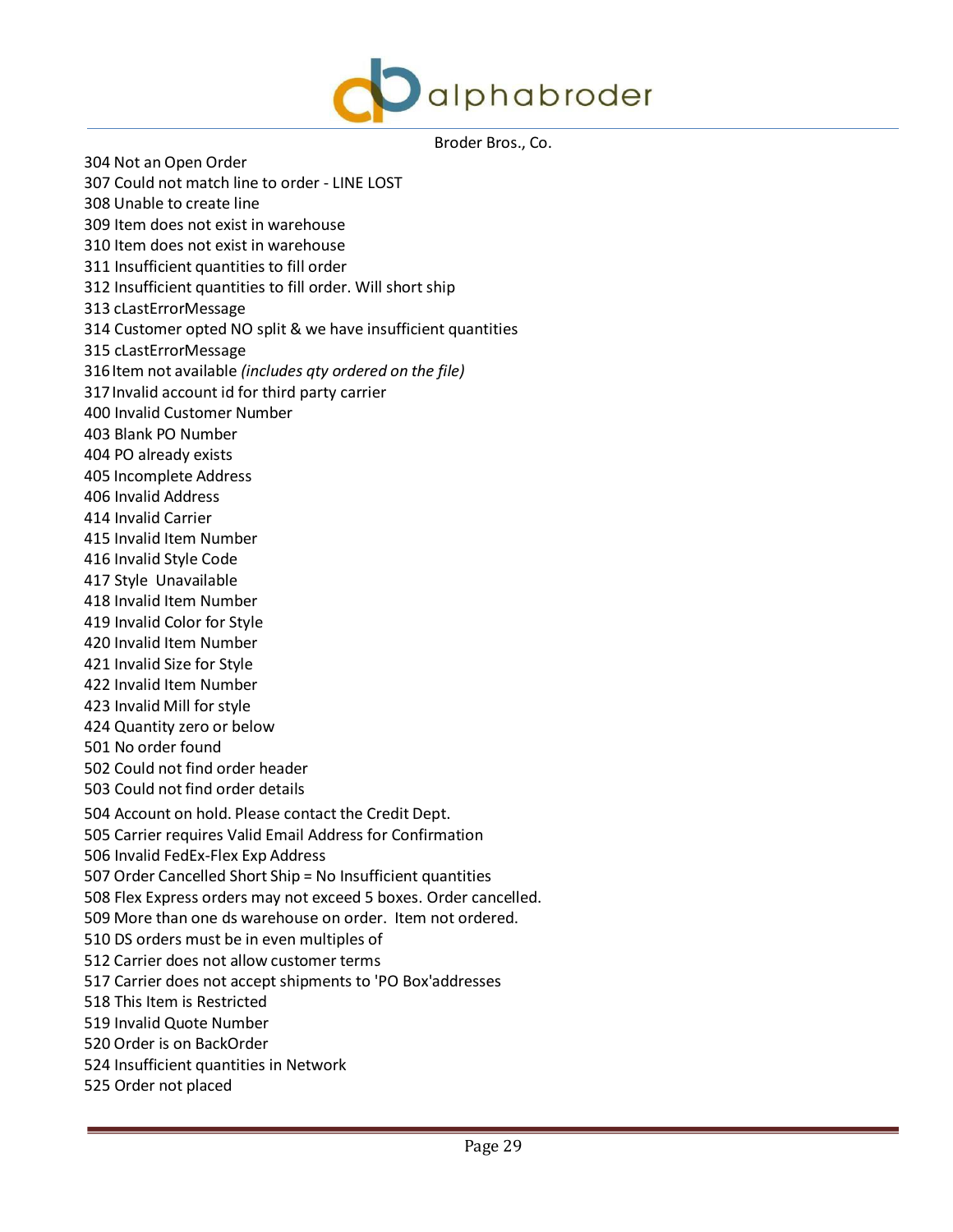304 Not an Open Order
307 Could not match line to order - LINE LOST
308 Unable to create line
309 Item does not exist in warehouse
310 Item does not exist in warehouse
311 Insufficient quantities to fill order
312 Insufficient quantities to fill order. Will short ship
313 cLastErrorMessage
314 Customer opted NO split & we have insufficient quantities
315 cLastErrorMessage
316 Item not available *(includes qty ordered on the file)*
317 Invalid account id for third party carrier
400 Invalid Customer Number
403 Blank PO Number
404 PO already exists
405 Incomplete Address
406 Invalid Address
414 Invalid Carrier
415 Invalid Item Number
416 Invalid Style Code
417 Style Unavailable
418 Invalid Item Number
419 Invalid Color for Style
420 Invalid Item Number
421 Invalid Size for Style
422 Invalid Item Number
423 Invalid Mill for style
424 Quantity zero or below
501 No order found
502 Could not find order header
503 Could not find order details
504 Account on hold. Please contact the Credit Dept.
505 Carrier requires Valid Email Address for Confirmation
506 Invalid FedEx-Flex Exp Address
507 Order Cancelled Short Ship = No Insufficient quantities
508 Flex Express orders may not exceed 5 boxes. Order cancelled.
509 More than one ds warehouse on order. Item not ordered.
510 DS orders must be in even multiples of
512 Carrier does not allow customer terms
517 Carrier does not accept shipments to 'PO Box'addresses
518 This Item is Restricted
519 Invalid Quote Number
520 Order is on BackOrder
524 Insufficient quantities in Network
525 Order not placed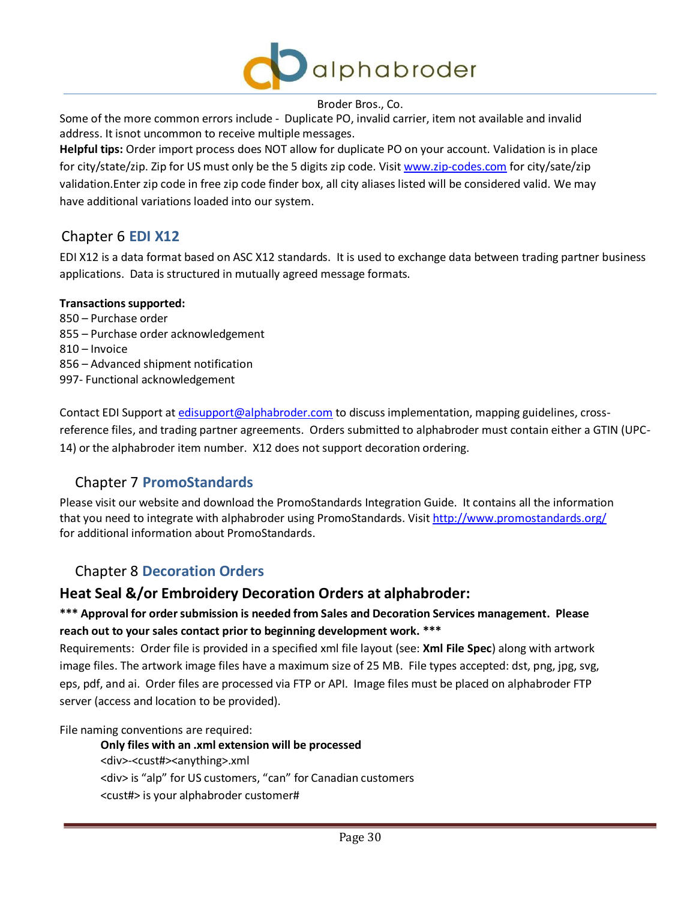Some of the more common errors include - Duplicate PO, invalid carrier, item not available and invalid address. It isnot uncommon to receive multiple messages.

**Helpful tips:** Order import process does NOT allow for duplicate PO on your account. Validation is in place for city/state/zip. Zip for US must only be the 5 digits zip code. Visit www.zip-codes.com for city/sate/zip validation.Enter zip code in free zip code finder box, all city aliases listed will be considered valid. We may have additional variations loaded into our system.

## Chapter 6 EDI X12

EDI X12 is a data format based on ASC X12 standards. It is used to exchange data between trading partner business applications. Data is structured in mutually agreed message formats.

**Transactions supported:**

850 – Purchase order
855 – Purchase order acknowledgement
810 – Invoice
856 – Advanced shipment notification
997- Functional acknowledgement

Contact EDI Support at edisupport@alphabroder.com to discuss implementation, mapping guidelines, cross-reference files, and trading partner agreements. Orders submitted to alphabroder must contain either a GTIN (UPC-14) or the alphabroder item number. X12 does not support decoration ordering.

## Chapter 7 PromoStandards

Please visit our website and download the PromoStandards Integration Guide. It contains all the information that you need to integrate with alphabroder using PromoStandards. Visit http://www.promostandards.org/ for additional information about PromoStandards.

## Chapter 8 Decoration Orders

### Heat Seal &/or Embroidery Decoration Orders at alphabroder:

**\*\*\* Approval for order submission is needed from Sales and Decoration Services management. Please reach out to your sales contact prior to beginning development work. \*\*\***

Requirements: Order file is provided in a specified xml file layout (see: **Xml File Spec**) along with artwork image files. The artwork image files have a maximum size of 25 MB. File types accepted: dst, png, jpg, svg, eps, pdf, and ai. Order files are processed via FTP or API. Image files must be placed on alphabroder FTP server (access and location to be provided).

File naming conventions are required:

> **Only files with an .xml extension will be processed**
> <div>-<cust#><anything>.xml
> <div> is "alp" for US customers, "can" for Canadian customers
> <cust#> is your alphabroder customer#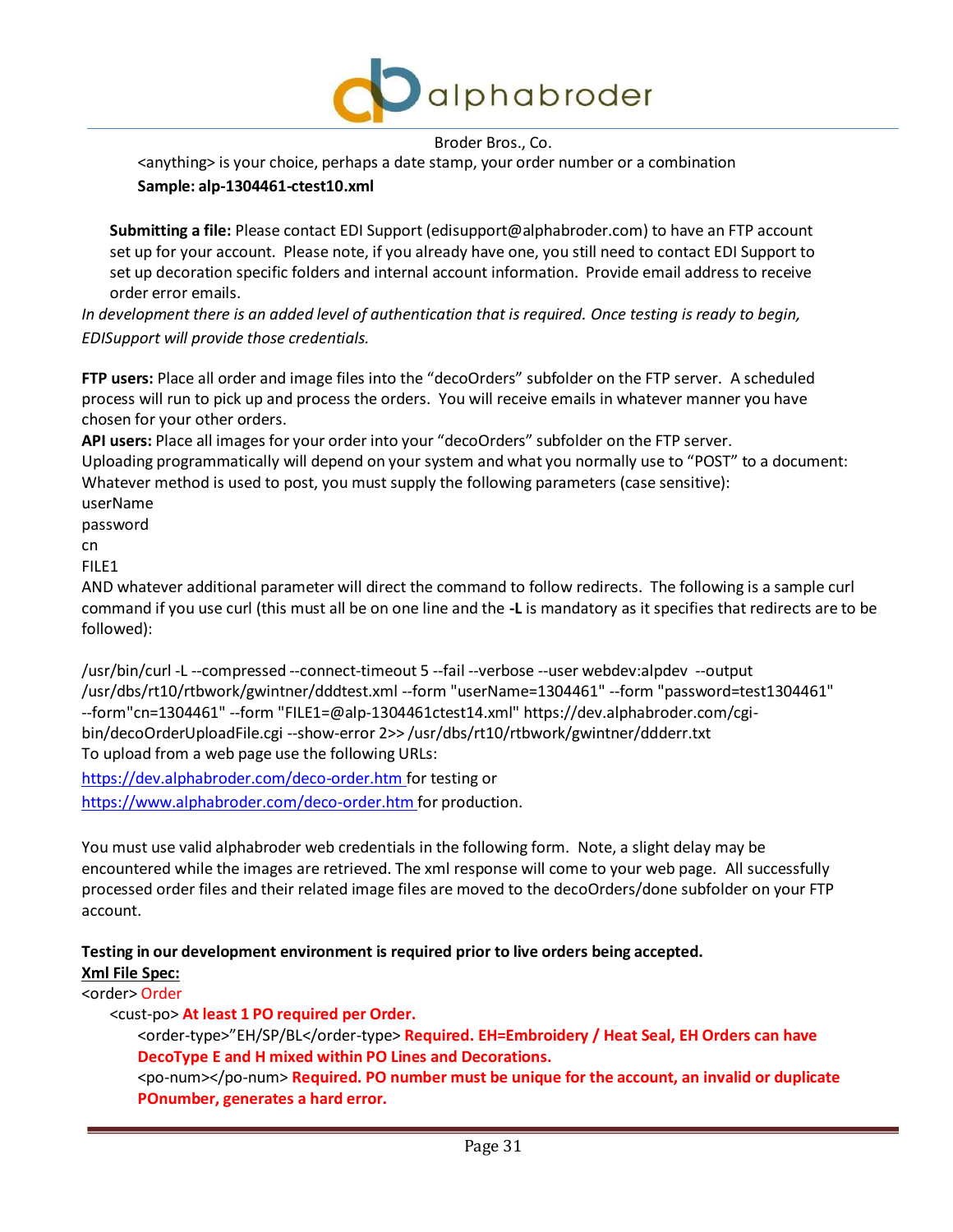<anything> is your choice, perhaps a date stamp, your order number or a combination

**Sample: alp-1304461-ctest10.xml**

**Submitting a file:** Please contact EDI Support (edisupport@alphabroder.com) to have an FTP account set up for your account. Please note, if you already have one, you still need to contact EDI Support to set up decoration specific folders and internal account information. Provide email address to receive order error emails.

*In development there is an added level of authentication that is required. Once testing is ready to begin, EDISupport will provide those credentials.*

**FTP users:** Place all order and image files into the "decoOrders" subfolder on the FTP server. A scheduled process will run to pick up and process the orders. You will receive emails in whatever manner you have chosen for your other orders.

**API users:** Place all images for your order into your "decoOrders" subfolder on the FTP server. Uploading programmatically will depend on your system and what you normally use to "POST" to a document: Whatever method is used to post, you must supply the following parameters (case sensitive):

userName
password
cn
FILE1

AND whatever additional parameter will direct the command to follow redirects. The following is a sample curl command if you use curl (this must all be on one line and the **-L** is mandatory as it specifies that redirects are to be followed):

```
/usr/bin/curl -L --compressed --connect-timeout 5 --fail --verbose --user webdev:alpdev --output /usr/dbs/rt10/rtbwork/gwintner/dddtest.xml --form "userName=1304461" --form "password=test1304461" --form"cn=1304461" --form "FILE1=@alp-1304461ctest14.xml" https://dev.alphabroder.com/cgi-bin/decoOrderUploadFile.cgi --show-error 2>> /usr/dbs/rt10/rtbwork/gwintner/ddderr.txt
```

To upload from a web page use the following URLs:

https://dev.alphabroder.com/deco-order.htm for testing or

https://www.alphabroder.com/deco-order.htm for production.

You must use valid alphabroder web credentials in the following form. Note, a slight delay may be encountered while the images are retrieved. The xml response will come to your web page. All successfully processed order files and their related image files are moved to the decoOrders/done subfolder on your FTP account.

**Testing in our development environment is required prior to live orders being accepted.**

**Xml File Spec:**

<order> Order
- <cust-po> **At least 1 PO required per Order.**
  - <order-type>"EH/SP/BL</order-type> **Required. EH=Embroidery / Heat Seal, EH Orders can have DecoType E and H mixed within PO Lines and Decorations.**
  - <po-num></po-num> **Required. PO number must be unique for the account, an invalid or duplicate POnumber, generates a hard error.**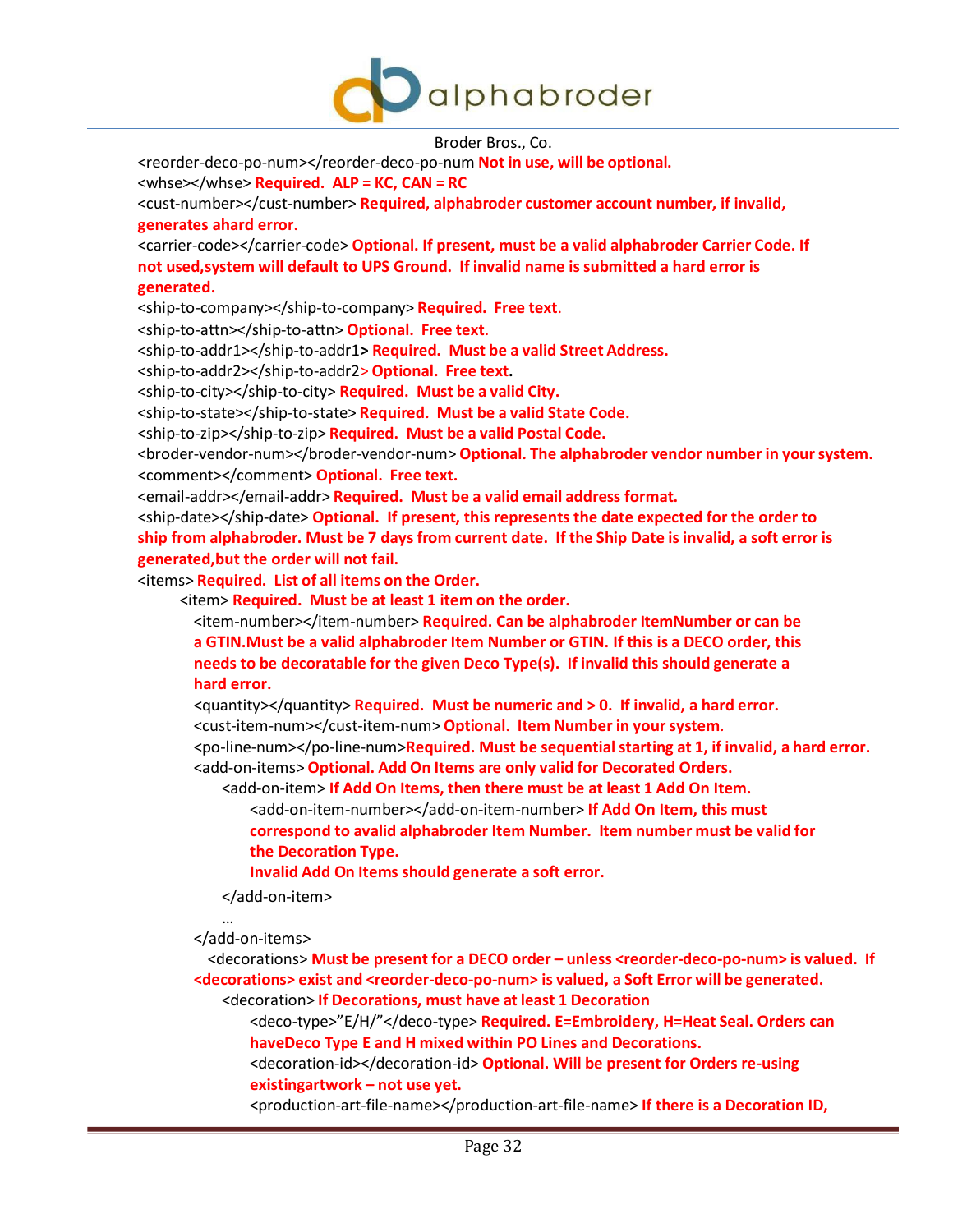<reorder-deco-po-num></reorder-deco-po-num **Not in use, will be optional.**

<whse></whse> **Required. ALP = KC, CAN = RC**

<cust-number></cust-number> **Required, alphabroder customer account number, if invalid, generates ahard error.**

<carrier-code></carrier-code> **Optional. If present, must be a valid alphabroder Carrier Code. If not used,system will default to UPS Ground. If invalid name is submitted a hard error is generated.**

<ship-to-company></ship-to-company> **Required. Free text.**

<ship-to-attn></ship-to-attn> **Optional. Free text.**

<ship-to-addr1></ship-to-addr1> **Required. Must be a valid Street Address.**

<ship-to-addr2></ship-to-addr2> **Optional. Free text.**

<ship-to-city></ship-to-city> **Required. Must be a valid City.**

<ship-to-state></ship-to-state> **Required. Must be a valid State Code.**

<ship-to-zip></ship-to-zip> **Required. Must be a valid Postal Code.**

<broder-vendor-num></broder-vendor-num> **Optional. The alphabroder vendor number in your system.**

<comment></comment> **Optional. Free text.**

<email-addr></email-addr> **Required. Must be a valid email address format.**

<ship-date></ship-date> **Optional. If present, this represents the date expected for the order to ship from alphabroder. Must be 7 days from current date. If the Ship Date is invalid, a soft error is generated,but the order will not fail.**

<items> **Required. List of all items on the Order.**

- <item> **Required. Must be at least 1 item on the order.**
  - <item-number></item-number> **Required. Can be alphabroder ItemNumber or can be a GTIN.Must be a valid alphabroder Item Number or GTIN. If this is a DECO order, this needs to be decoratable for the given Deco Type(s). If invalid this should generate a hard error.**
  - <quantity></quantity> **Required. Must be numeric and > 0. If invalid, a hard error.**
  - <cust-item-num></cust-item-num> **Optional. Item Number in your system.**
  - <po-line-num></po-line-num>**Required. Must be sequential starting at 1, if invalid, a hard error.**
  - <add-on-items> **Optional. Add On Items are only valid for Decorated Orders.**
    - <add-on-item> **If Add On Items, then there must be at least 1 Add On Item.**
      - <add-on-item-number></add-on-item-number> **If Add On Item, this must correspond to avalid alphabroder Item Number. Item number must be valid for the Decoration Type. Invalid Add On Items should generate a soft error.**
    - </add-on-item>
    - …
  - </add-on-items>
  - <decorations> **Must be present for a DECO order – unless <reorder-deco-po-num> is valued. If <decorations> exist and <reorder-deco-po-num> is valued, a Soft Error will be generated.**
    - <decoration> **If Decorations, must have at least 1 Decoration**
      - <deco-type>"E/H/"</deco-type> **Required. E=Embroidery, H=Heat Seal. Orders can haveDeco Type E and H mixed within PO Lines and Decorations.**
      - <decoration-id></decoration-id> **Optional. Will be present for Orders re-using existingartwork – not use yet.**
      - <production-art-file-name></production-art-file-name> **If there is a Decoration ID,**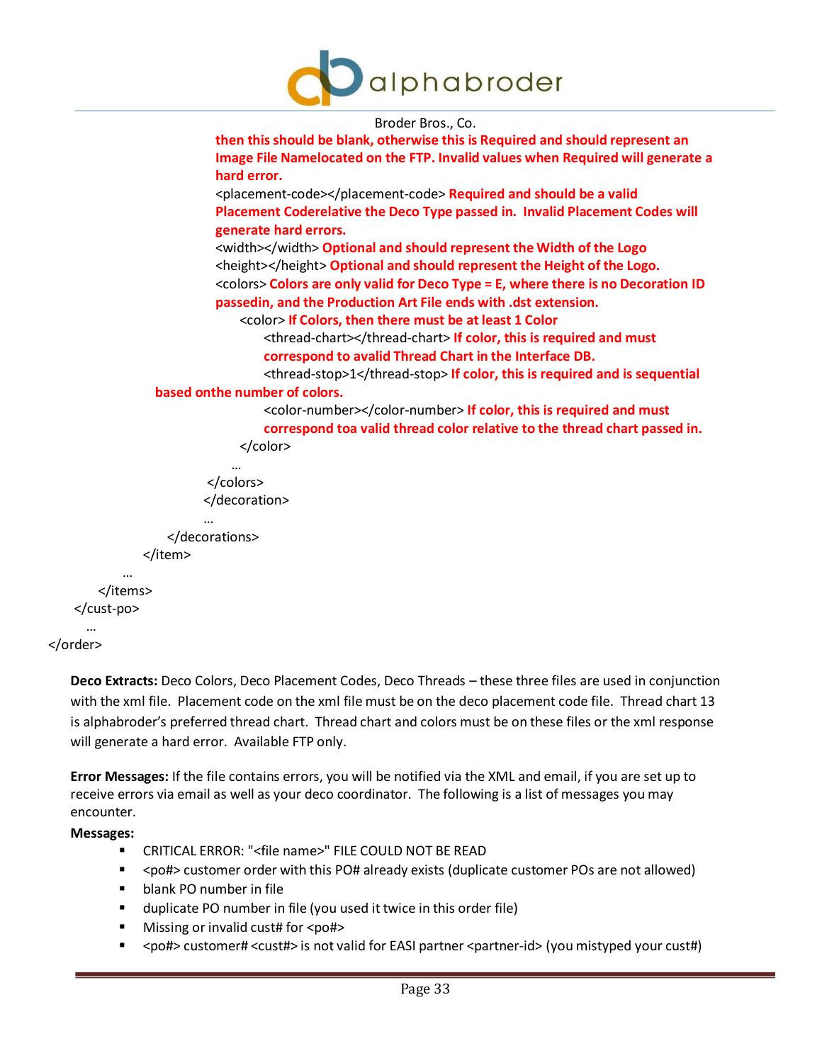```
then this should be blank, otherwise this is Required and should represent an
Image File Namelocated on the FTP. Invalid values when Required will generate a
hard error.
<placement-code></placement-code> Required and should be a valid
Placement Coderelative the Deco Type passed in.  Invalid Placement Codes will
generate hard errors.
<width></width> Optional and should represent the Width of the Logo
<height></height> Optional and should represent the Height of the Logo.
<colors> Colors are only valid for Deco Type = E, where there is no Decoration ID
passedin, and the Production Art File ends with .dst extension.
    <color> If Colors, then there must be at least 1 Color
        <thread-chart></thread-chart> If color, this is required and must
        correspond to avalid Thread Chart in the Interface DB.
        <thread-stop>1</thread-stop> If color, this is required and is sequential
based onthe number of colors.
        <color-number></color-number> If color, this is required and must
        correspond toa valid thread color relative to the thread chart passed in.
    </color>
    …
</colors>
</decoration>
…
</decorations>
</item>
…
</items>
</cust-po>
…
</order>
```

**Deco Extracts:** Deco Colors, Deco Placement Codes, Deco Threads – these three files are used in conjunction with the xml file. Placement code on the xml file must be on the deco placement code file. Thread chart 13 is alphabroder's preferred thread chart. Thread chart and colors must be on these files or the xml response will generate a hard error. Available FTP only.

**Error Messages:** If the file contains errors, you will be notified via the XML and email, if you are set up to receive errors via email as well as your deco coordinator. The following is a list of messages you may encounter.

**Messages:**

- CRITICAL ERROR: "<file name>" FILE COULD NOT BE READ
- <po#> customer order with this PO# already exists (duplicate customer POs are not allowed)
- blank PO number in file
- duplicate PO number in file (you used it twice in this order file)
- Missing or invalid cust# for <po#>
- <po#> customer# <cust#> is not valid for EASI partner <partner-id> (you mistyped your cust#)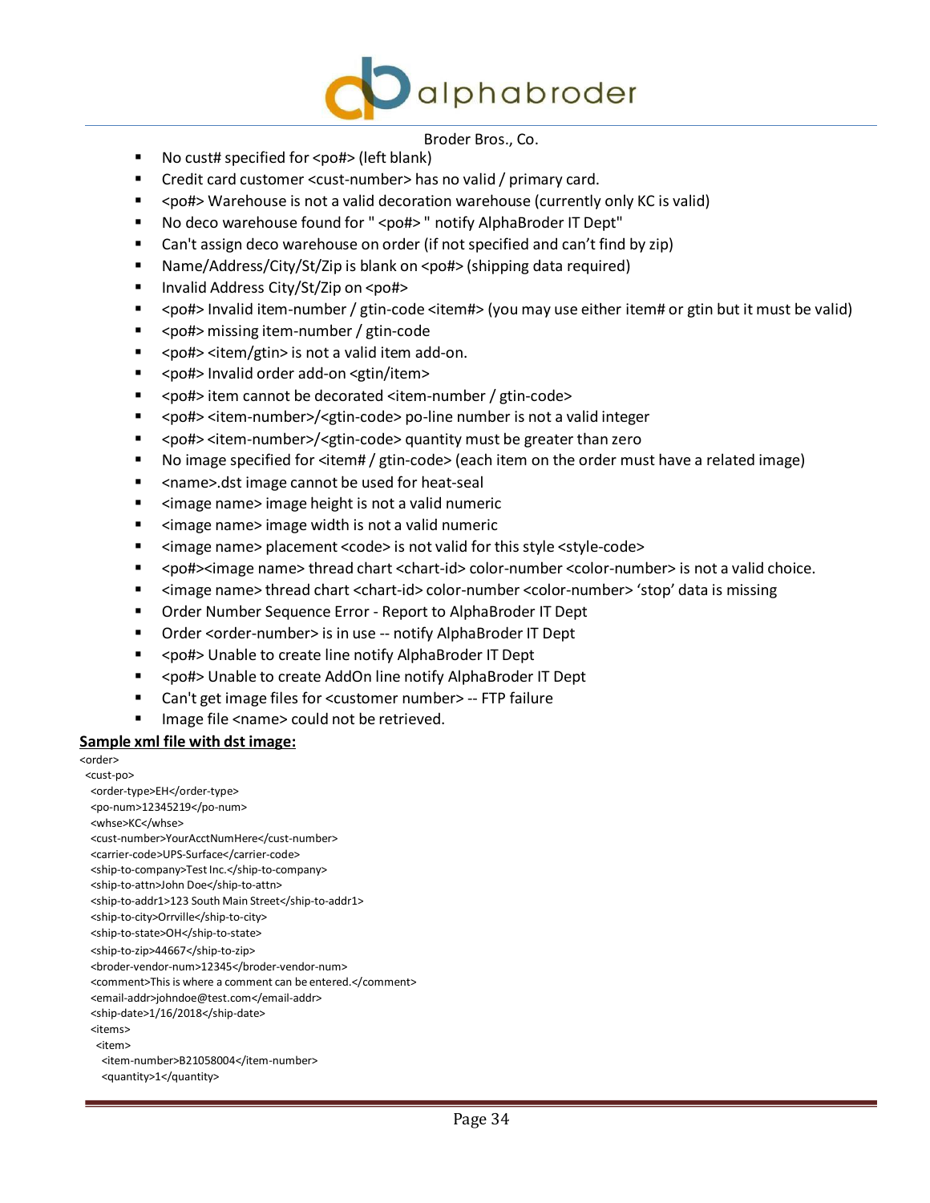Broder Bros., Co.

- No cust# specified for <po#> (left blank)
- Credit card customer <cust-number> has no valid / primary card.
- <po#> Warehouse is not a valid decoration warehouse (currently only KC is valid)
- No deco warehouse found for " <po#> " notify AlphaBroder IT Dept"
- Can't assign deco warehouse on order (if not specified and can't find by zip)
- Name/Address/City/St/Zip is blank on <po#> (shipping data required)
- Invalid Address City/St/Zip on <po#>
- <po#> Invalid item-number / gtin-code <item#> (you may use either item# or gtin but it must be valid)
- <po#> missing item-number / gtin-code
- <po#> <item/gtin> is not a valid item add-on.
- <po#> Invalid order add-on <gtin/item>
- <po#> item cannot be decorated <item-number / gtin-code>
- <po#> <item-number>/<gtin-code> po-line number is not a valid integer
- <po#> <item-number>/<gtin-code> quantity must be greater than zero
- No image specified for <item# / gtin-code> (each item on the order must have a related image)
- <name>.dst image cannot be used for heat-seal
- <image name> image height is not a valid numeric
- <image name> image width is not a valid numeric
- <image name> placement <code> is not valid for this style <style-code>
- <po#><image name> thread chart <chart-id> color-number <color-number> is not a valid choice.
- <image name> thread chart <chart-id> color-number <color-number> 'stop' data is missing
- Order Number Sequence Error - Report to AlphaBroder IT Dept
- Order <order-number> is in use -- notify AlphaBroder IT Dept
- <po#> Unable to create line notify AlphaBroder IT Dept
- <po#> Unable to create AddOn line notify AlphaBroder IT Dept
- Can't get image files for <customer number> -- FTP failure
- Image file <name> could not be retrieved.

**Sample xml file with dst image:**

```
<order>
 <cust-po>
  <order-type>EH</order-type>
  <po-num>12345219</po-num>
  <whse>KC</whse>
  <cust-number>YourAcctNumHere</cust-number>
  <carrier-code>UPS-Surface</carrier-code>
  <ship-to-company>Test Inc.</ship-to-company>
  <ship-to-attn>John Doe</ship-to-attn>
  <ship-to-addr1>123 South Main Street</ship-to-addr1>
  <ship-to-city>Orrville</ship-to-city>
  <ship-to-state>OH</ship-to-state>
  <ship-to-zip>44667</ship-to-zip>
  <broder-vendor-num>12345</broder-vendor-num>
  <comment>This is where a comment can be entered.</comment>
  <email-addr>johndoe@test.com</email-addr>
  <ship-date>1/16/2018</ship-date>
  <items>
   <item>
    <item-number>B21058004</item-number>
    <quantity>1</quantity>
```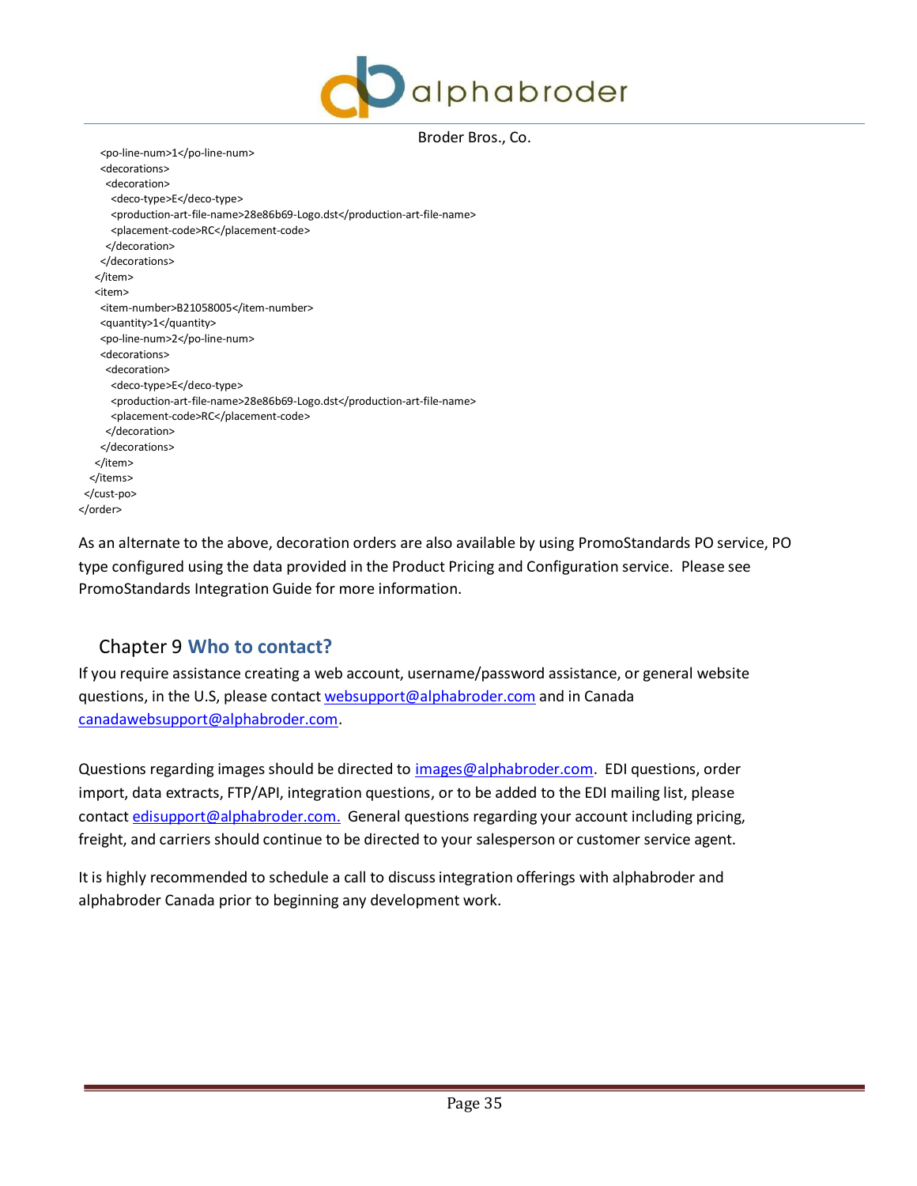```
        <po-line-num>1</po-line-num>
        <decorations>
          <decoration>
            <deco-type>E</deco-type>
            <production-art-file-name>28e86b69-Logo.dst</production-art-file-name>
            <placement-code>RC</placement-code>
          </decoration>
        </decorations>
      </item>
      <item>
        <item-number>B21058005</item-number>
        <quantity>1</quantity>
        <po-line-num>2</po-line-num>
        <decorations>
          <decoration>
            <deco-type>E</deco-type>
            <production-art-file-name>28e86b69-Logo.dst</production-art-file-name>
            <placement-code>RC</placement-code>
          </decoration>
        </decorations>
      </item>
    </items>
  </cust-po>
</order>
```

As an alternate to the above, decoration orders are also available by using PromoStandards PO service, PO type configured using the data provided in the Product Pricing and Configuration service. Please see PromoStandards Integration Guide for more information.

## Chapter 9 Who to contact?

If you require assistance creating a web account, username/password assistance, or general website questions, in the U.S, please contact websupport@alphabroder.com and in Canada canadawebsupport@alphabroder.com.

Questions regarding images should be directed to images@alphabroder.com. EDI questions, order import, data extracts, FTP/API, integration questions, or to be added to the EDI mailing list, please contact edisupport@alphabroder.com. General questions regarding your account including pricing, freight, and carriers should continue to be directed to your salesperson or customer service agent.

It is highly recommended to schedule a call to discuss integration offerings with alphabroder and alphabroder Canada prior to beginning any development work.